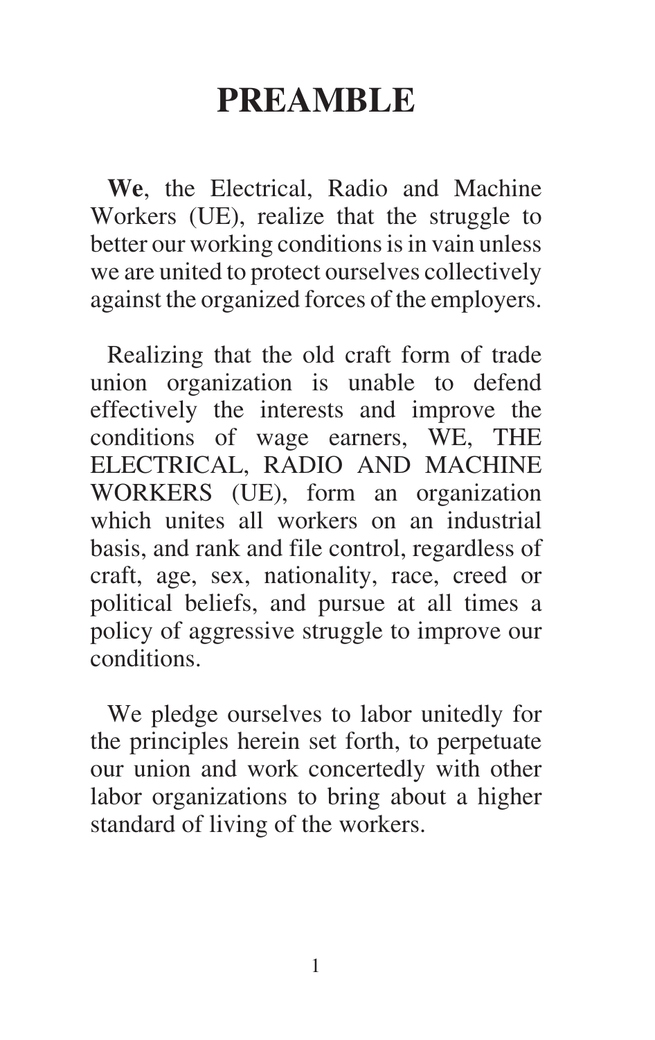# PREAMBLE

**We**, the Electrical, Radio and Machine Workers (UE), realize that the struggle to better our working conditions is in vain unless we are united to protect ourselves collectively against the organized forces of the employers.

Realizing that the old craft form of trade union organization is unable to defend effectively the interests and improve the conditions of wage earners, WE, THE ELECTRICAL, RADIO AND MACHINE WORKERS (UE), form an organization which unites all workers on an industrial basis, and rank and file control, regardless of craft, age, sex, nationality, race, creed or political beliefs, and pursue at all times a policy of aggressive struggle to improve our conditions.

We pledge ourselves to labor unitedly for the principles herein set forth, to perpetuate our union and work concertedly with other labor organizations to bring about a higher standard of living of the workers.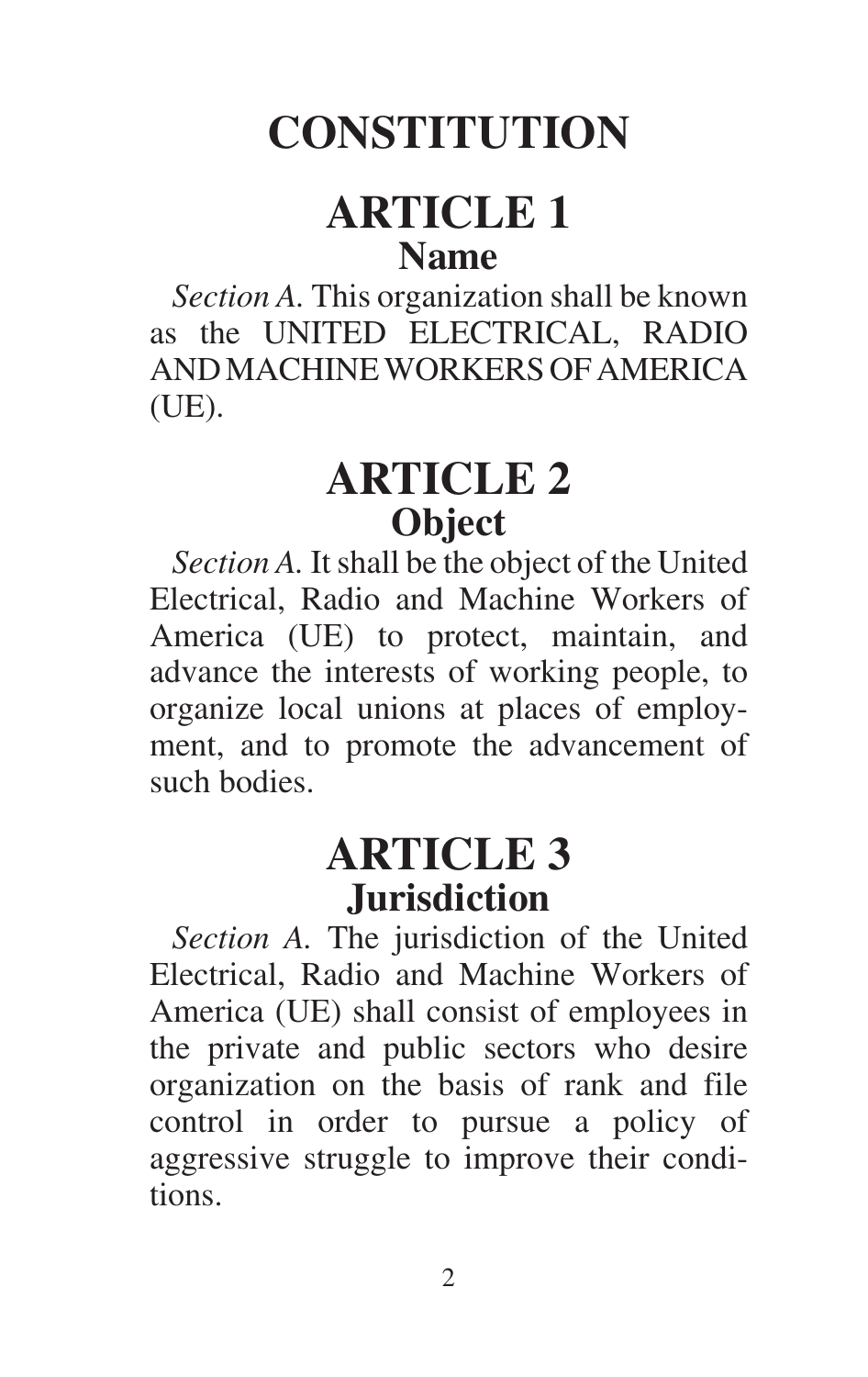# CONSTITUTION

## ARTICLE 1
### Name

*Section A.* This organization shall be known as the UNITED ELECTRICAL, RADIO AND MACHINE WORKERS OF AMERICA (UE).

## ARTICLE 2
### Object

*Section A.* It shall be the object of the United Electrical, Radio and Machine Workers of America (UE) to protect, maintain, and advance the interests of working people, to organize local unions at places of employment, and to promote the advancement of such bodies.

## ARTICLE 3
### Jurisdiction

*Section A.* The jurisdiction of the United Electrical, Radio and Machine Workers of America (UE) shall consist of employees in the private and public sectors who desire organization on the basis of rank and file control in order to pursue a policy of aggressive struggle to improve their conditions.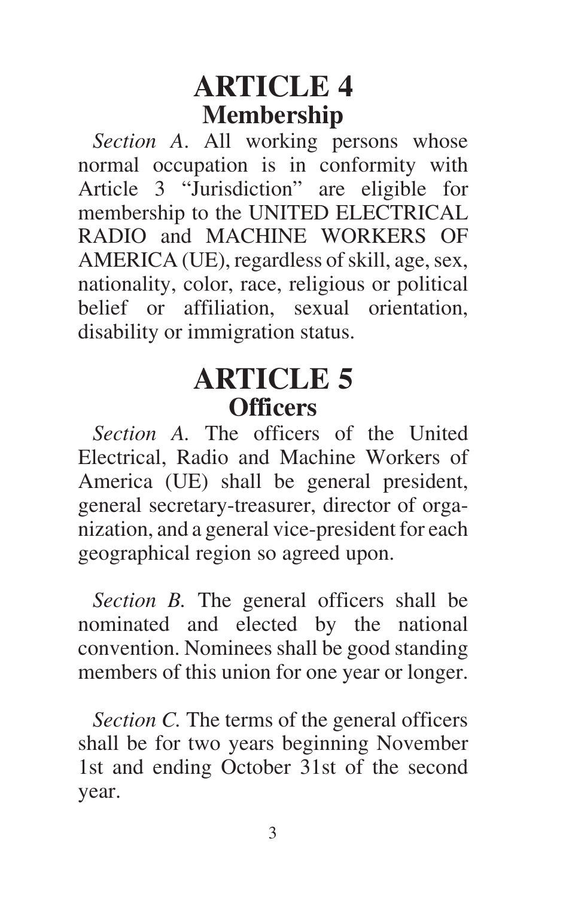# ARTICLE 4
## Membership

*Section A.* All working persons whose normal occupation is in conformity with Article 3 "Jurisdiction" are eligible for membership to the UNITED ELECTRICAL RADIO and MACHINE WORKERS OF AMERICA (UE), regardless of skill, age, sex, nationality, color, race, religious or political belief or affiliation, sexual orientation, disability or immigration status.

# ARTICLE 5
## Officers

*Section A.* The officers of the United Electrical, Radio and Machine Workers of America (UE) shall be general president, general secretary-treasurer, director of organization, and a general vice-president for each geographical region so agreed upon.

*Section B.* The general officers shall be nominated and elected by the national convention. Nominees shall be good standing members of this union for one year or longer.

*Section C.* The terms of the general officers shall be for two years beginning November 1st and ending October 31st of the second year.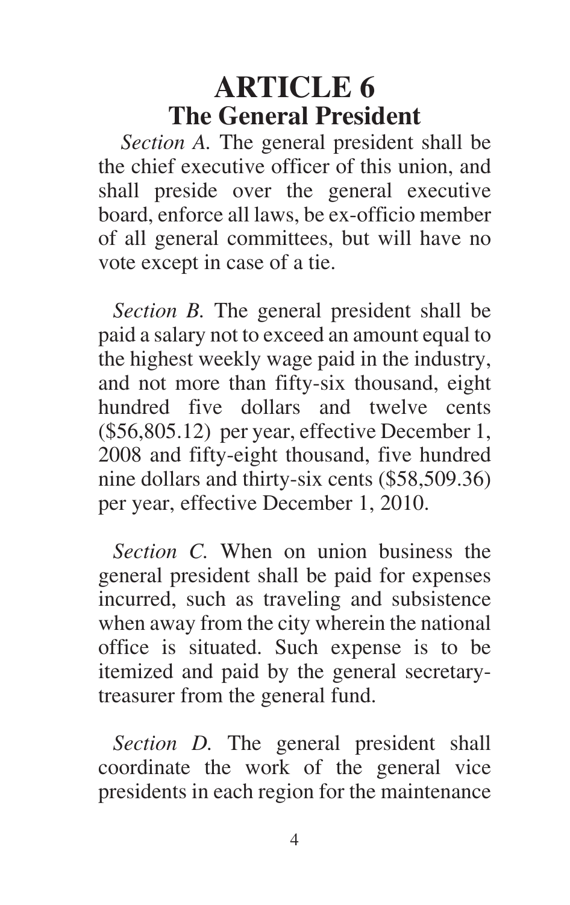# ARTICLE 6
## The General President

*Section A.* The general president shall be the chief executive officer of this union, and shall preside over the general executive board, enforce all laws, be ex-officio member of all general committees, but will have no vote except in case of a tie.

*Section B.* The general president shall be paid a salary not to exceed an amount equal to the highest weekly wage paid in the industry, and not more than fifty-six thousand, eight hundred five dollars and twelve cents ($56,805.12) per year, effective December 1, 2008 and fifty-eight thousand, five hundred nine dollars and thirty-six cents ($58,509.36) per year, effective December 1, 2010.

*Section C.* When on union business the general president shall be paid for expenses incurred, such as traveling and subsistence when away from the city wherein the national office is situated. Such expense is to be itemized and paid by the general secretary-treasurer from the general fund.

*Section D.* The general president shall coordinate the work of the general vice presidents in each region for the maintenance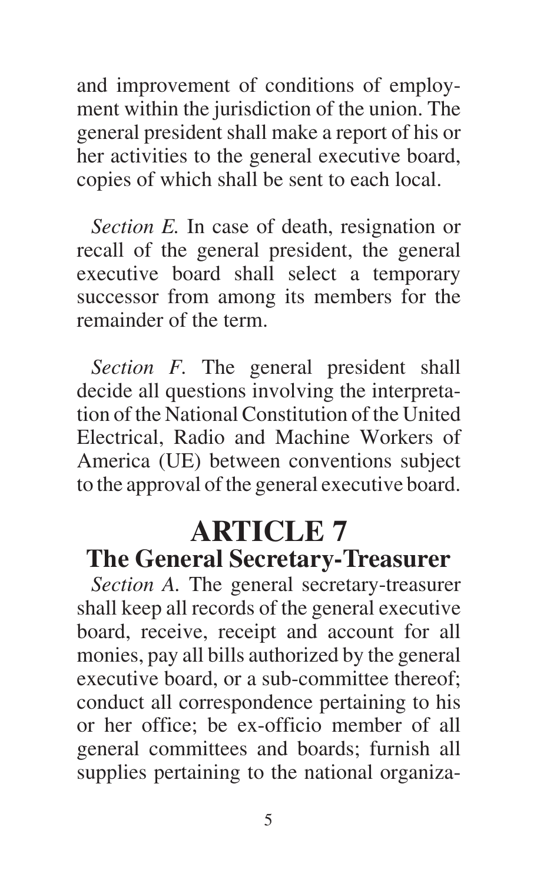and improvement of conditions of employment within the jurisdiction of the union. The general president shall make a report of his or her activities to the general executive board, copies of which shall be sent to each local.

*Section E.* In case of death, resignation or recall of the general president, the general executive board shall select a temporary successor from among its members for the remainder of the term.

*Section F.* The general president shall decide all questions involving the interpretation of the National Constitution of the United Electrical, Radio and Machine Workers of America (UE) between conventions subject to the approval of the general executive board.

# ARTICLE 7
## The General Secretary-Treasurer

*Section A.* The general secretary-treasurer shall keep all records of the general executive board, receive, receipt and account for all monies, pay all bills authorized by the general executive board, or a sub-committee thereof; conduct all correspondence pertaining to his or her office; be ex-officio member of all general committees and boards; furnish all supplies pertaining to the national organiza-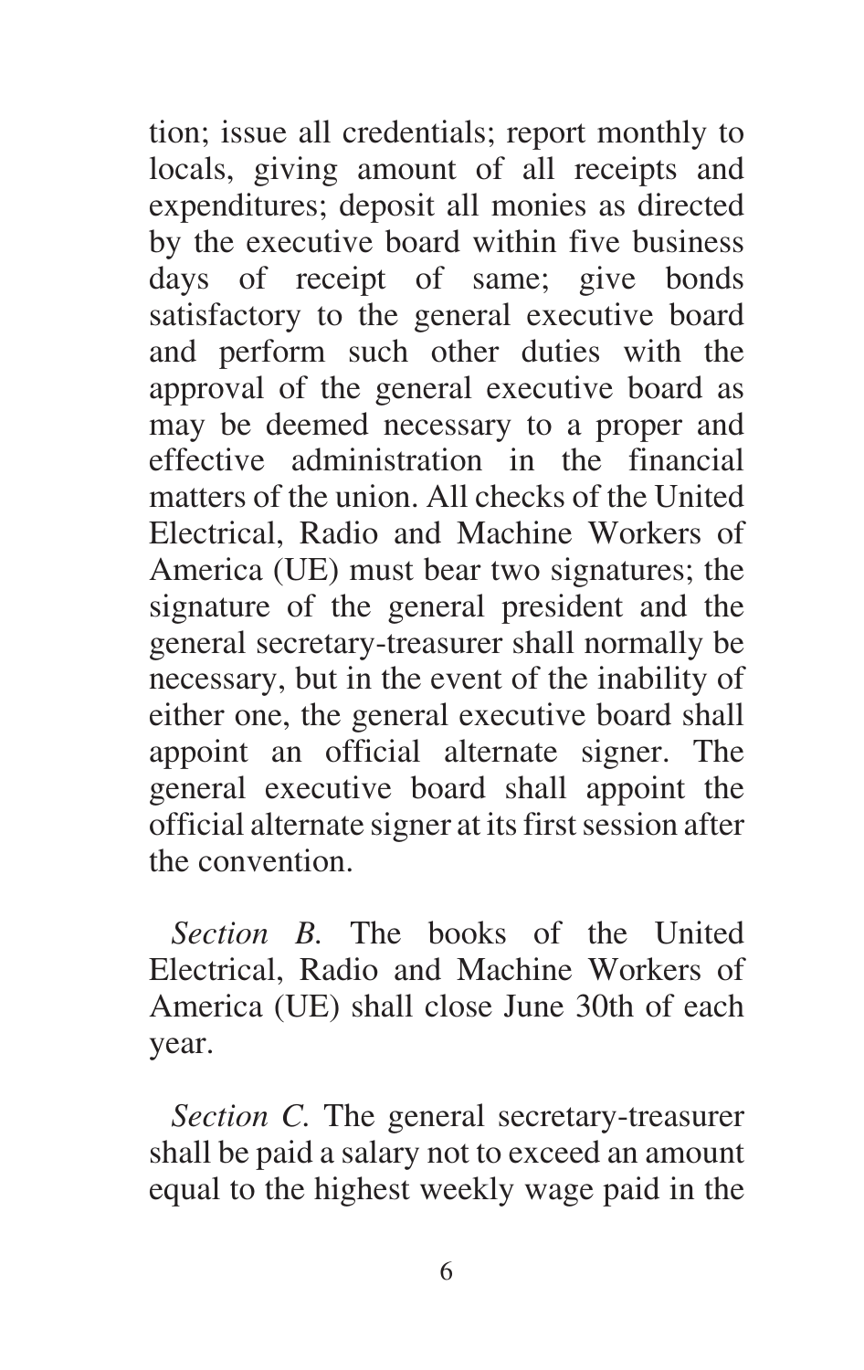tion; issue all credentials; report monthly to locals, giving amount of all receipts and expenditures; deposit all monies as directed by the executive board within five business days of receipt of same; give bonds satisfactory to the general executive board and perform such other duties with the approval of the general executive board as may be deemed necessary to a proper and effective administration in the financial matters of the union. All checks of the United Electrical, Radio and Machine Workers of America (UE) must bear two signatures; the signature of the general president and the general secretary-treasurer shall normally be necessary, but in the event of the inability of either one, the general executive board shall appoint an official alternate signer. The general executive board shall appoint the official alternate signer at its first session after the convention.

*Section B.* The books of the United Electrical, Radio and Machine Workers of America (UE) shall close June 30th of each year.

*Section C.* The general secretary-treasurer shall be paid a salary not to exceed an amount equal to the highest weekly wage paid in the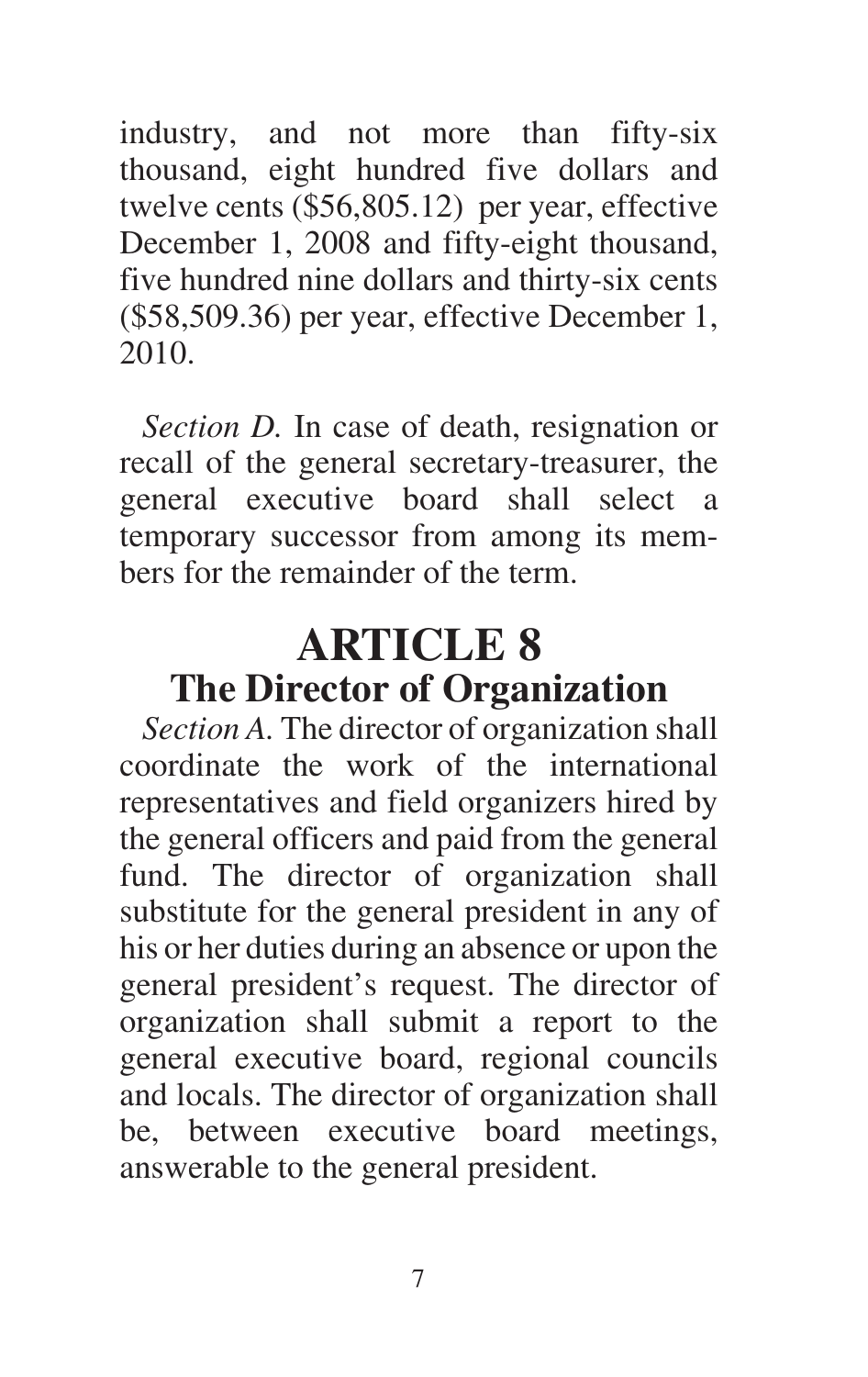industry, and not more than fifty-six thousand, eight hundred five dollars and twelve cents ($56,805.12) per year, effective December 1, 2008 and fifty-eight thousand, five hundred nine dollars and thirty-six cents ($58,509.36) per year, effective December 1, 2010.

*Section D.* In case of death, resignation or recall of the general secretary-treasurer, the general executive board shall select a temporary successor from among its members for the remainder of the term.

# ARTICLE 8
## The Director of Organization

*Section A.* The director of organization shall coordinate the work of the international representatives and field organizers hired by the general officers and paid from the general fund. The director of organization shall substitute for the general president in any of his or her duties during an absence or upon the general president's request. The director of organization shall submit a report to the general executive board, regional councils and locals. The director of organization shall be, between executive board meetings, answerable to the general president.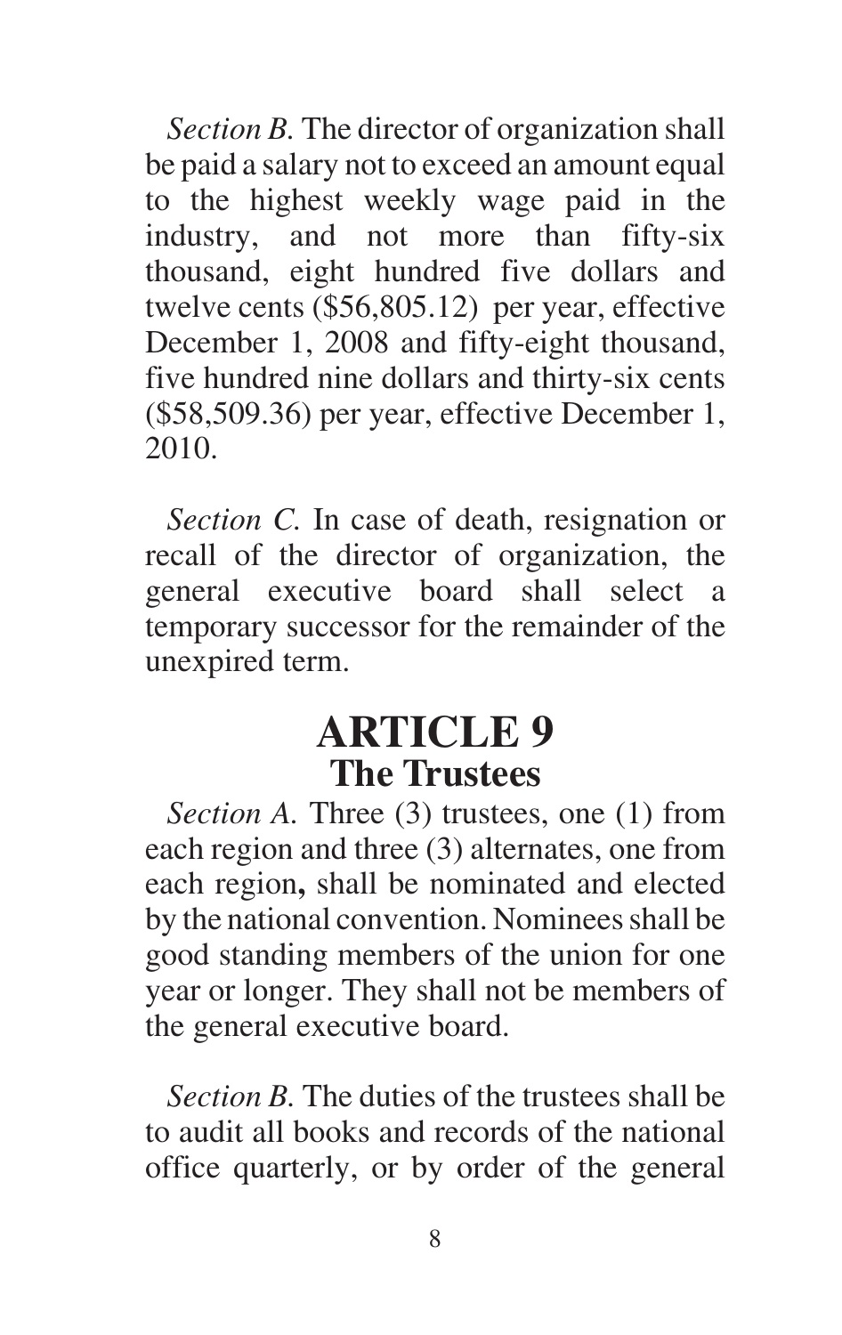*Section B.* The director of organization shall be paid a salary not to exceed an amount equal to the highest weekly wage paid in the industry, and not more than fifty-six thousand, eight hundred five dollars and twelve cents ($56,805.12) per year, effective December 1, 2008 and fifty-eight thousand, five hundred nine dollars and thirty-six cents ($58,509.36) per year, effective December 1, 2010.

*Section C.* In case of death, resignation or recall of the director of organization, the general executive board shall select a temporary successor for the remainder of the unexpired term.

# ARTICLE 9
## The Trustees

*Section A.* Three (3) trustees, one (1) from each region and three (3) alternates, one from each region**,** shall be nominated and elected by the national convention. Nominees shall be good standing members of the union for one year or longer. They shall not be members of the general executive board.

*Section B.* The duties of the trustees shall be to audit all books and records of the national office quarterly, or by order of the general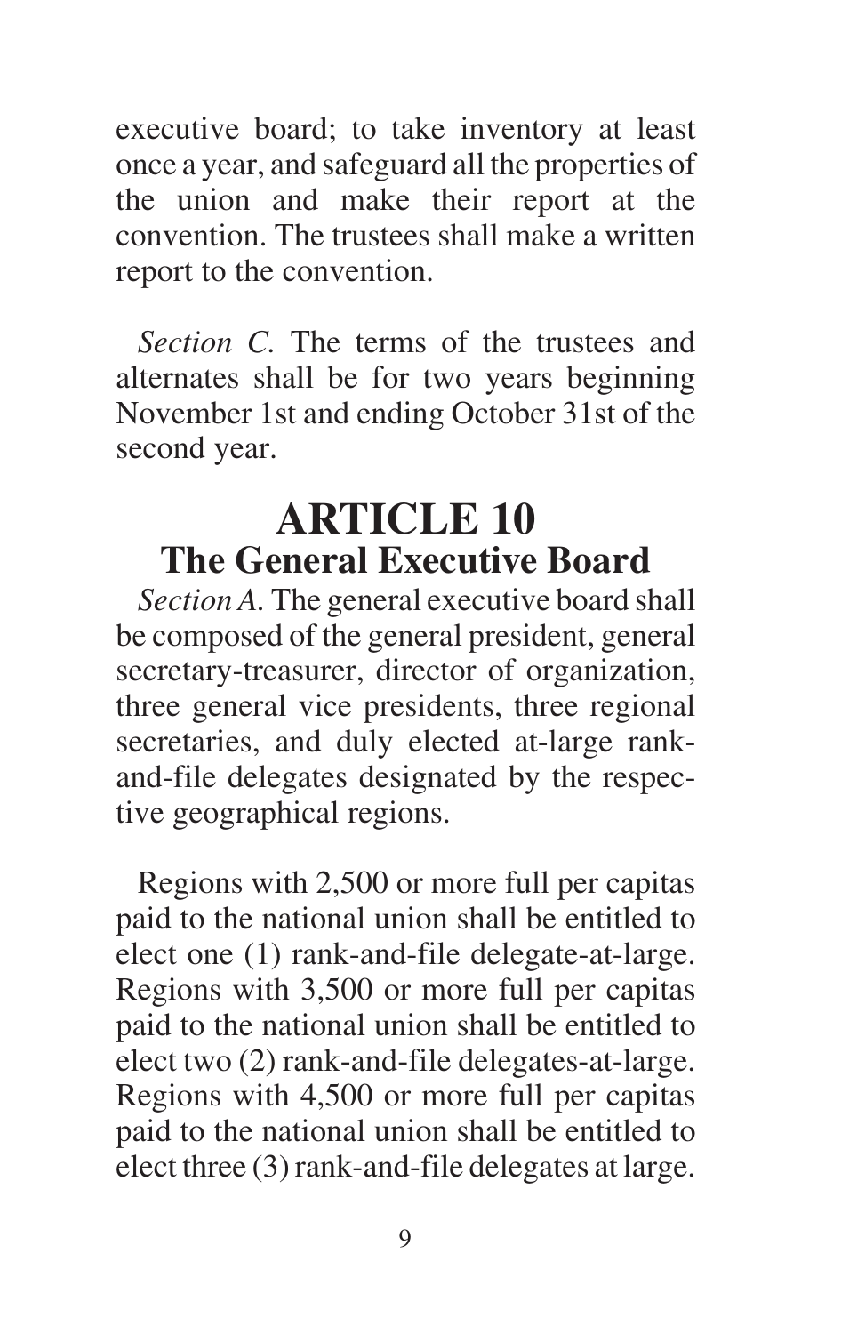executive board; to take inventory at least once a year, and safeguard all the properties of the union and make their report at the convention. The trustees shall make a written report to the convention.

*Section C.* The terms of the trustees and alternates shall be for two years beginning November 1st and ending October 31st of the second year.

# ARTICLE 10

## The General Executive Board

*Section A.* The general executive board shall be composed of the general president, general secretary-treasurer, director of organization, three general vice presidents, three regional secretaries, and duly elected at-large rank-and-file delegates designated by the respective geographical regions.

Regions with 2,500 or more full per capitas paid to the national union shall be entitled to elect one (1) rank-and-file delegate-at-large. Regions with 3,500 or more full per capitas paid to the national union shall be entitled to elect two (2) rank-and-file delegates-at-large. Regions with 4,500 or more full per capitas paid to the national union shall be entitled to elect three (3) rank-and-file delegates at large.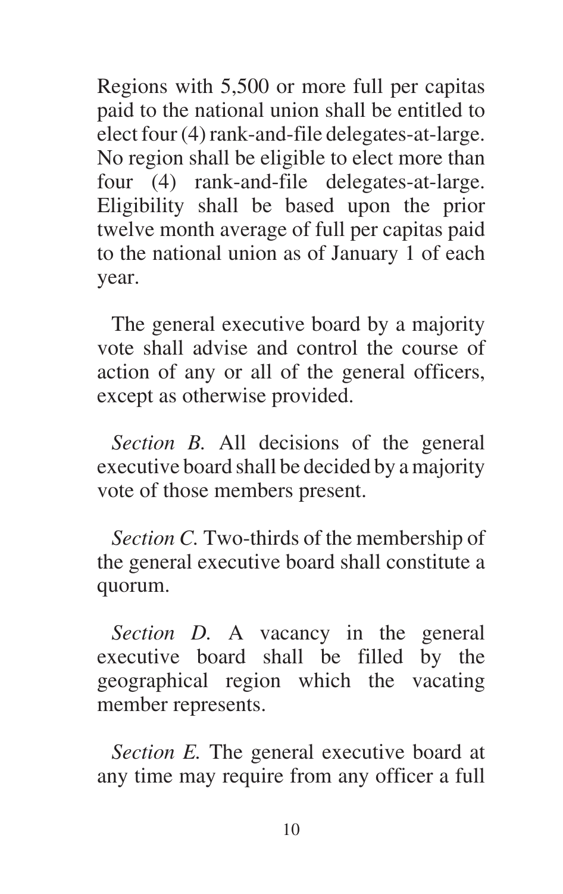Regions with 5,500 or more full per capitas paid to the national union shall be entitled to elect four (4) rank-and-file delegates-at-large. No region shall be eligible to elect more than four (4) rank-and-file delegates-at-large. Eligibility shall be based upon the prior twelve month average of full per capitas paid to the national union as of January 1 of each year.

The general executive board by a majority vote shall advise and control the course of action of any or all of the general officers, except as otherwise provided.

*Section B.* All decisions of the general executive board shall be decided by a majority vote of those members present.

*Section C.* Two-thirds of the membership of the general executive board shall constitute a quorum.

*Section D.* A vacancy in the general executive board shall be filled by the geographical region which the vacating member represents.

*Section E.* The general executive board at any time may require from any officer a full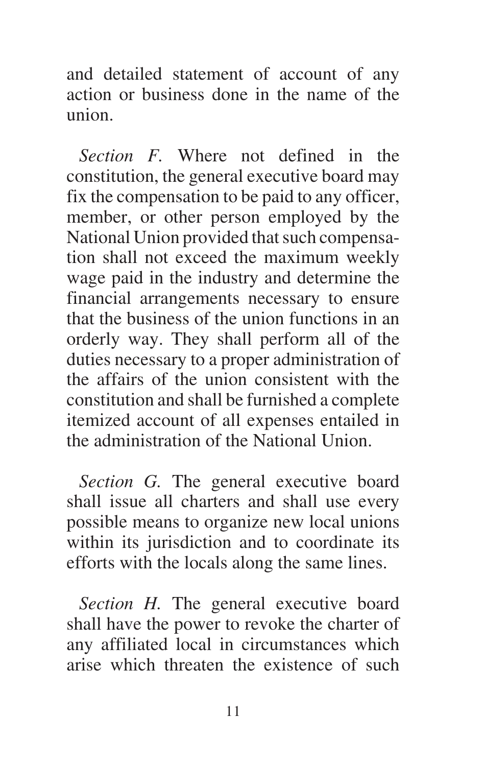and detailed statement of account of any action or business done in the name of the union.

*Section F.* Where not defined in the constitution, the general executive board may fix the compensation to be paid to any officer, member, or other person employed by the National Union provided that such compensation shall not exceed the maximum weekly wage paid in the industry and determine the financial arrangements necessary to ensure that the business of the union functions in an orderly way. They shall perform all of the duties necessary to a proper administration of the affairs of the union consistent with the constitution and shall be furnished a complete itemized account of all expenses entailed in the administration of the National Union.

*Section G.* The general executive board shall issue all charters and shall use every possible means to organize new local unions within its jurisdiction and to coordinate its efforts with the locals along the same lines.

*Section H.* The general executive board shall have the power to revoke the charter of any affiliated local in circumstances which arise which threaten the existence of such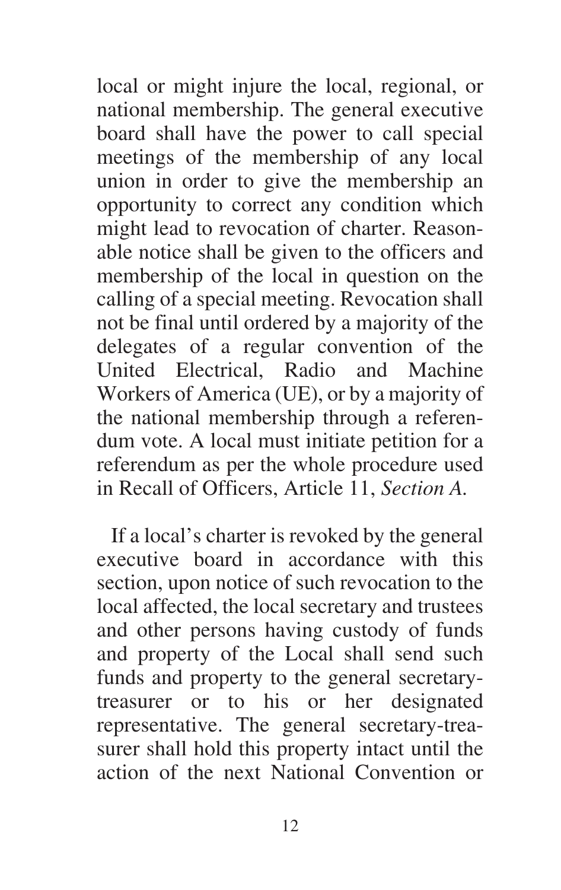local or might injure the local, regional, or national membership. The general executive board shall have the power to call special meetings of the membership of any local union in order to give the membership an opportunity to correct any condition which might lead to revocation of charter. Reasonable notice shall be given to the officers and membership of the local in question on the calling of a special meeting. Revocation shall not be final until ordered by a majority of the delegates of a regular convention of the United Electrical, Radio and Machine Workers of America (UE), or by a majority of the national membership through a referendum vote. A local must initiate petition for a referendum as per the whole procedure used in Recall of Officers, Article 11, *Section A.*

If a local's charter is revoked by the general executive board in accordance with this section, upon notice of such revocation to the local affected, the local secretary and trustees and other persons having custody of funds and property of the Local shall send such funds and property to the general secretary-treasurer or to his or her designated representative. The general secretary-treasurer shall hold this property intact until the action of the next National Convention or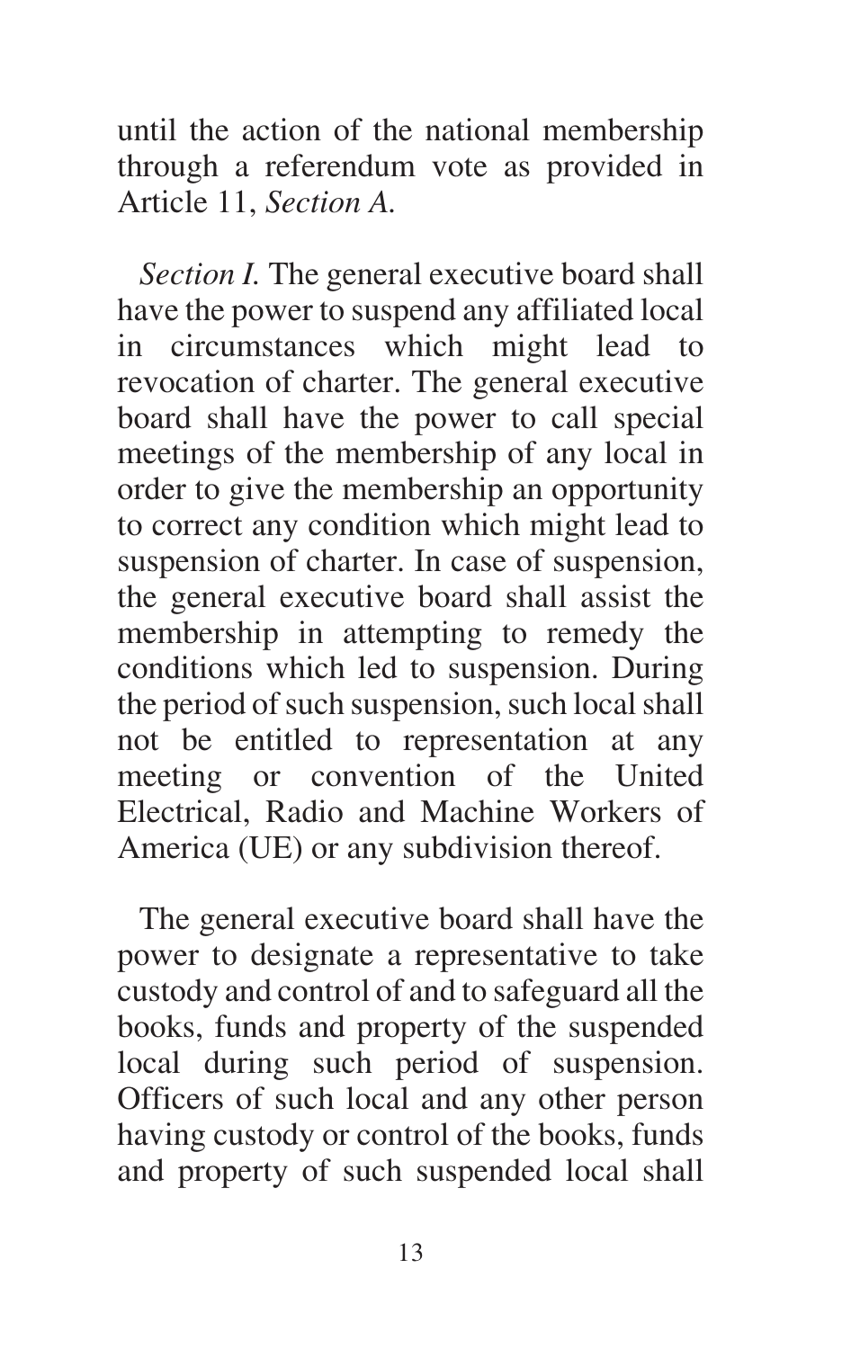until the action of the national membership through a referendum vote as provided in Article 11, *Section A.*

*Section I.* The general executive board shall have the power to suspend any affiliated local in circumstances which might lead to revocation of charter. The general executive board shall have the power to call special meetings of the membership of any local in order to give the membership an opportunity to correct any condition which might lead to suspension of charter. In case of suspension, the general executive board shall assist the membership in attempting to remedy the conditions which led to suspension. During the period of such suspension, such local shall not be entitled to representation at any meeting or convention of the United Electrical, Radio and Machine Workers of America (UE) or any subdivision thereof.

The general executive board shall have the power to designate a representative to take custody and control of and to safeguard all the books, funds and property of the suspended local during such period of suspension. Officers of such local and any other person having custody or control of the books, funds and property of such suspended local shall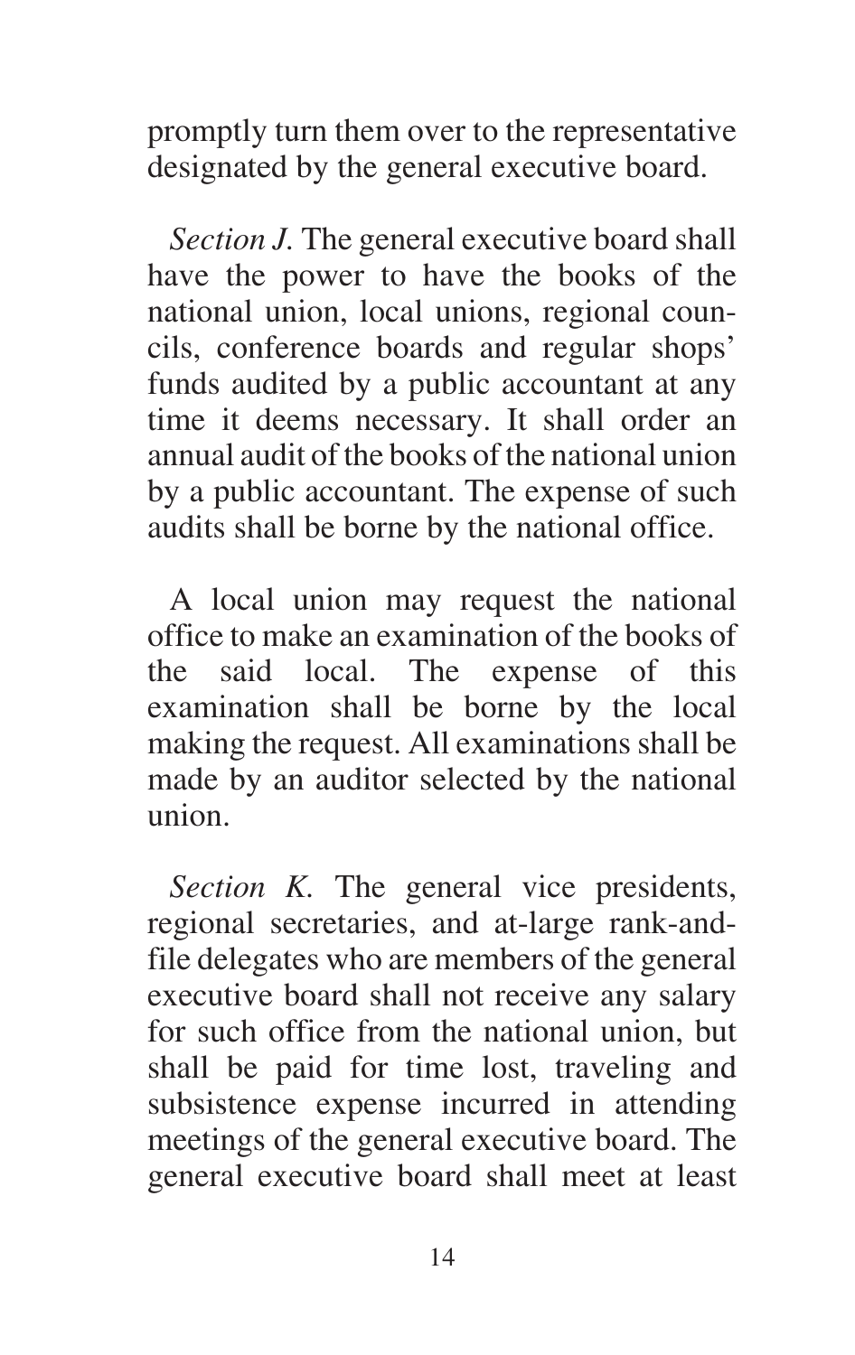promptly turn them over to the representative designated by the general executive board.

*Section J.* The general executive board shall have the power to have the books of the national union, local unions, regional councils, conference boards and regular shops' funds audited by a public accountant at any time it deems necessary. It shall order an annual audit of the books of the national union by a public accountant. The expense of such audits shall be borne by the national office.

A local union may request the national office to make an examination of the books of the said local. The expense of this examination shall be borne by the local making the request. All examinations shall be made by an auditor selected by the national union.

*Section K.* The general vice presidents, regional secretaries, and at-large rank-and-file delegates who are members of the general executive board shall not receive any salary for such office from the national union, but shall be paid for time lost, traveling and subsistence expense incurred in attending meetings of the general executive board. The general executive board shall meet at least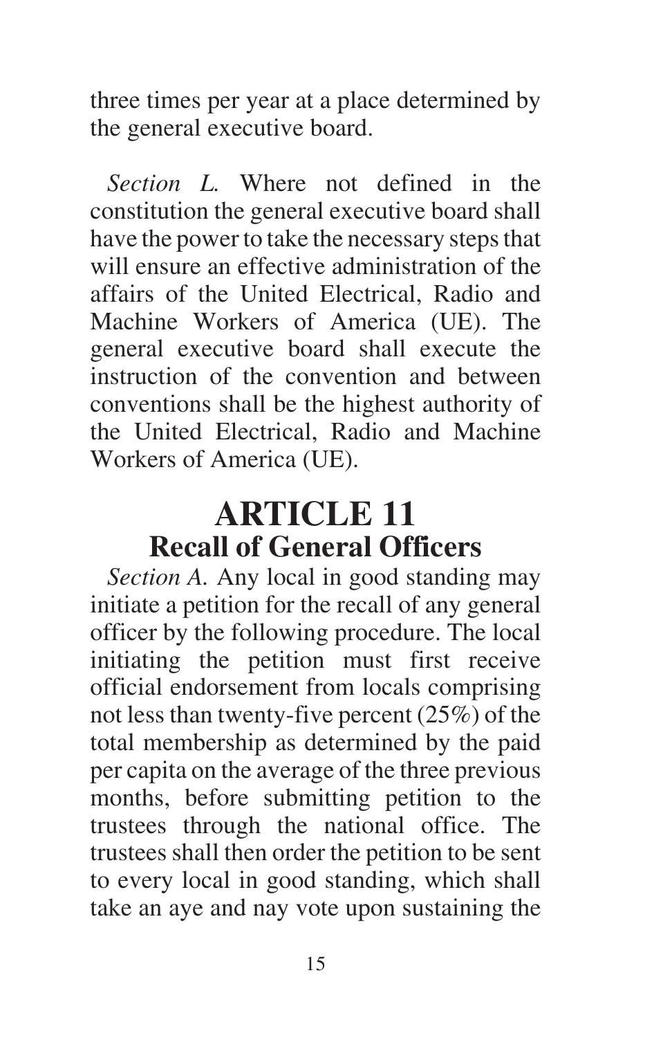three times per year at a place determined by the general executive board.

*Section L.* Where not defined in the constitution the general executive board shall have the power to take the necessary steps that will ensure an effective administration of the affairs of the United Electrical, Radio and Machine Workers of America (UE). The general executive board shall execute the instruction of the convention and between conventions shall be the highest authority of the United Electrical, Radio and Machine Workers of America (UE).

# ARTICLE 11
## Recall of General Officers

*Section A.* Any local in good standing may initiate a petition for the recall of any general officer by the following procedure. The local initiating the petition must first receive official endorsement from locals comprising not less than twenty-five percent (25%) of the total membership as determined by the paid per capita on the average of the three previous months, before submitting petition to the trustees through the national office. The trustees shall then order the petition to be sent to every local in good standing, which shall take an aye and nay vote upon sustaining the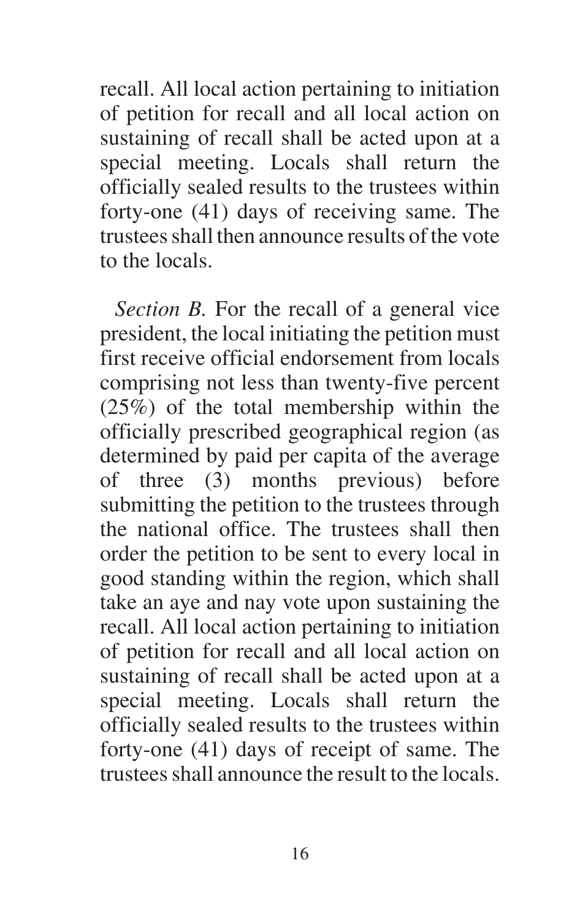recall. All local action pertaining to initiation of petition for recall and all local action on sustaining of recall shall be acted upon at a special meeting. Locals shall return the officially sealed results to the trustees within forty-one (41) days of receiving same. The trustees shall then announce results of the vote to the locals.

*Section B.* For the recall of a general vice president, the local initiating the petition must first receive official endorsement from locals comprising not less than twenty-five percent (25%) of the total membership within the officially prescribed geographical region (as determined by paid per capita of the average of three (3) months previous) before submitting the petition to the trustees through the national office. The trustees shall then order the petition to be sent to every local in good standing within the region, which shall take an aye and nay vote upon sustaining the recall. All local action pertaining to initiation of petition for recall and all local action on sustaining of recall shall be acted upon at a special meeting. Locals shall return the officially sealed results to the trustees within forty-one (41) days of receipt of same. The trustees shall announce the result to the locals.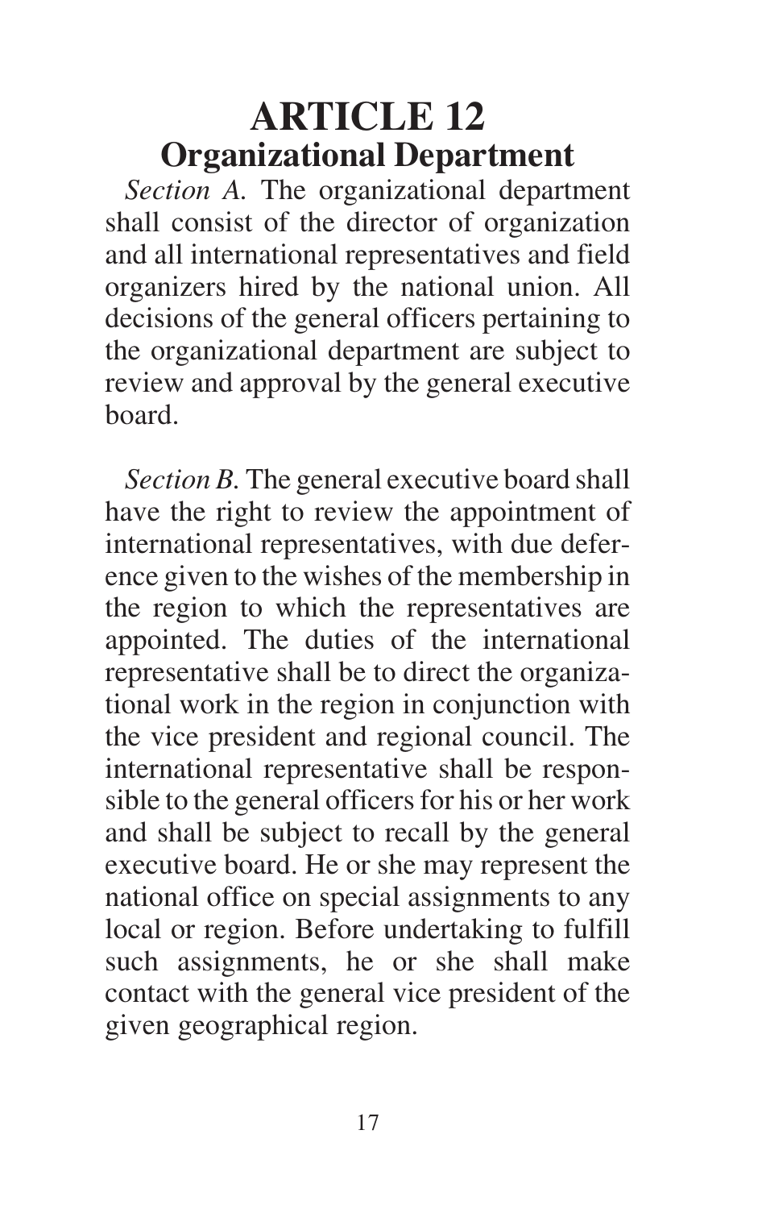# ARTICLE 12
## Organizational Department

*Section A.* The organizational department shall consist of the director of organization and all international representatives and field organizers hired by the national union. All decisions of the general officers pertaining to the organizational department are subject to review and approval by the general executive board.

*Section B.* The general executive board shall have the right to review the appointment of international representatives, with due deference given to the wishes of the membership in the region to which the representatives are appointed. The duties of the international representative shall be to direct the organizational work in the region in conjunction with the vice president and regional council. The international representative shall be responsible to the general officers for his or her work and shall be subject to recall by the general executive board. He or she may represent the national office on special assignments to any local or region. Before undertaking to fulfill such assignments, he or she shall make contact with the general vice president of the given geographical region.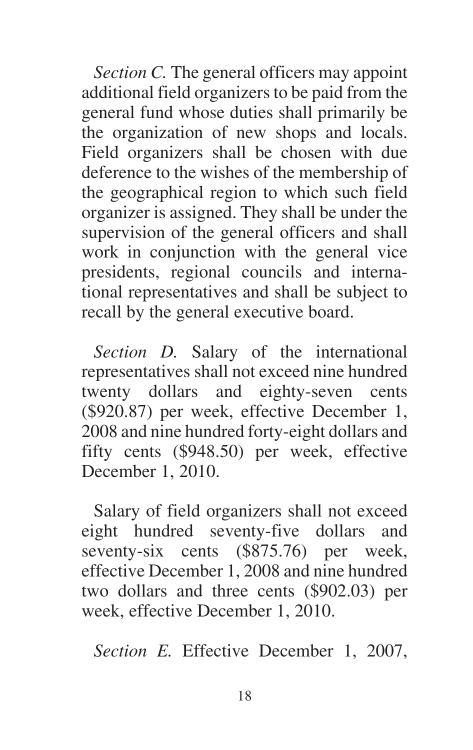*Section C.* The general officers may appoint additional field organizers to be paid from the general fund whose duties shall primarily be the organization of new shops and locals. Field organizers shall be chosen with due deference to the wishes of the membership of the geographical region to which such field organizer is assigned. They shall be under the supervision of the general officers and shall work in conjunction with the general vice presidents, regional councils and international representatives and shall be subject to recall by the general executive board.

*Section D.* Salary of the international representatives shall not exceed nine hundred twenty dollars and eighty-seven cents ($920.87) per week, effective December 1, 2008 and nine hundred forty-eight dollars and fifty cents ($948.50) per week, effective December 1, 2010.

Salary of field organizers shall not exceed eight hundred seventy-five dollars and seventy-six cents ($875.76) per week, effective December 1, 2008 and nine hundred two dollars and three cents ($902.03) per week, effective December 1, 2010.

*Section E.* Effective December 1, 2007,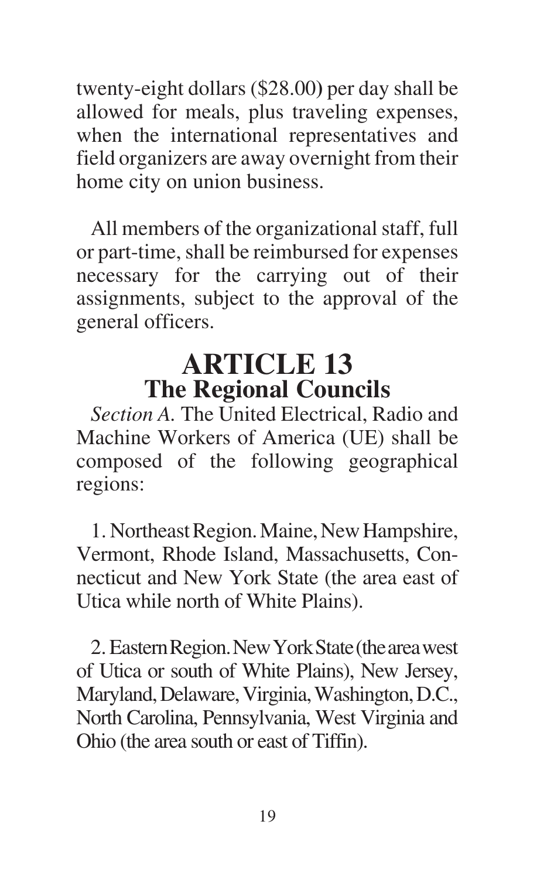twenty-eight dollars ($28.00) per day shall be allowed for meals, plus traveling expenses, when the international representatives and field organizers are away overnight from their home city on union business.

All members of the organizational staff, full or part-time, shall be reimbursed for expenses necessary for the carrying out of their assignments, subject to the approval of the general officers.

# ARTICLE 13
## The Regional Councils

*Section A.* The United Electrical, Radio and Machine Workers of America (UE) shall be composed of the following geographical regions:

1. Northeast Region. Maine, New Hampshire, Vermont, Rhode Island, Massachusetts, Connecticut and New York State (the area east of Utica while north of White Plains).

2. Eastern Region. New York State (the area west of Utica or south of White Plains), New Jersey, Maryland, Delaware, Virginia, Washington, D.C., North Carolina, Pennsylvania, West Virginia and Ohio (the area south or east of Tiffin).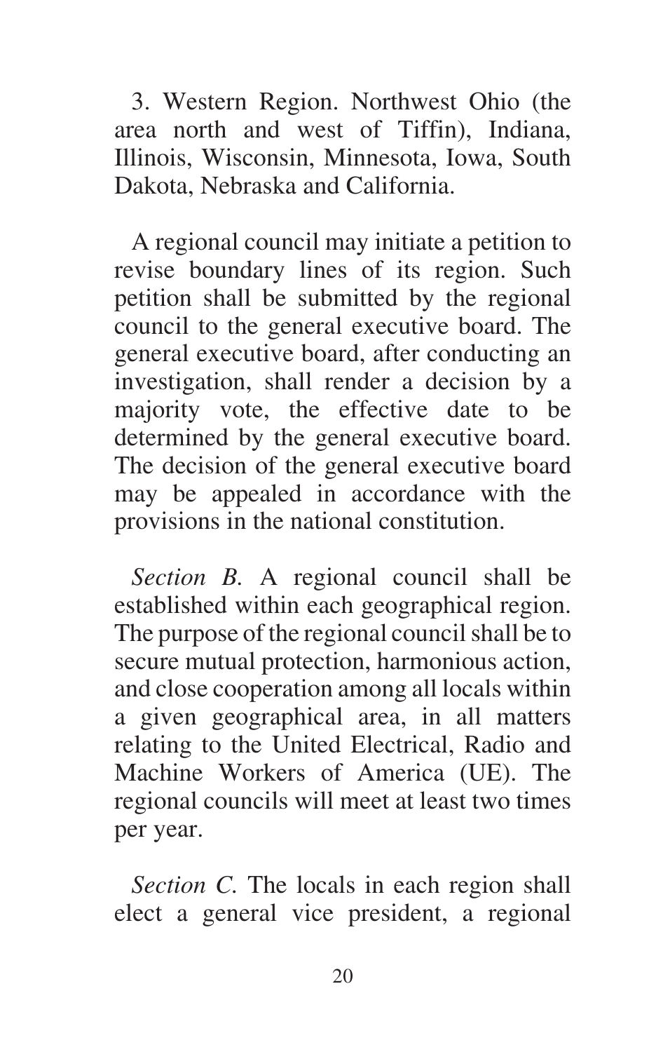3. Western Region. Northwest Ohio (the area north and west of Tiffin), Indiana, Illinois, Wisconsin, Minnesota, Iowa, South Dakota, Nebraska and California.

A regional council may initiate a petition to revise boundary lines of its region. Such petition shall be submitted by the regional council to the general executive board. The general executive board, after conducting an investigation, shall render a decision by a majority vote, the effective date to be determined by the general executive board. The decision of the general executive board may be appealed in accordance with the provisions in the national constitution.

*Section B.* A regional council shall be established within each geographical region. The purpose of the regional council shall be to secure mutual protection, harmonious action, and close cooperation among all locals within a given geographical area, in all matters relating to the United Electrical, Radio and Machine Workers of America (UE). The regional councils will meet at least two times per year.

*Section C.* The locals in each region shall elect a general vice president, a regional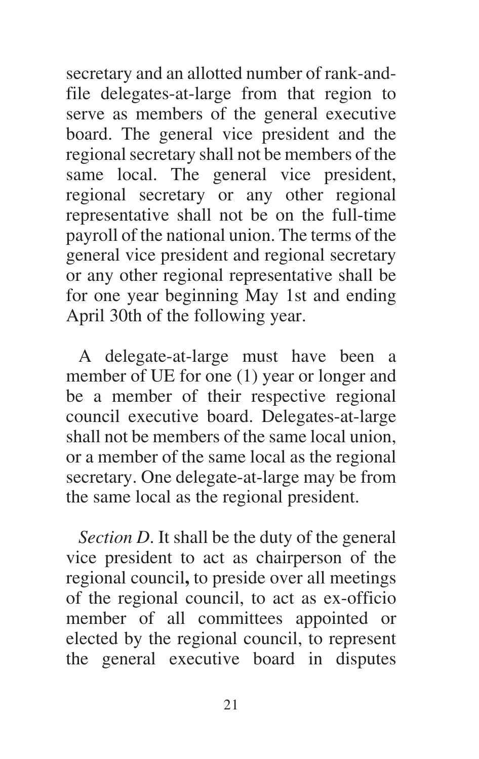secretary and an allotted number of rank-and-file delegates-at-large from that region to serve as members of the general executive board. The general vice president and the regional secretary shall not be members of the same local. The general vice president, regional secretary or any other regional representative shall not be on the full-time payroll of the national union. The terms of the general vice president and regional secretary or any other regional representative shall be for one year beginning May 1st and ending April 30th of the following year.

A delegate-at-large must have been a member of UE for one (1) year or longer and be a member of their respective regional council executive board. Delegates-at-large shall not be members of the same local union, or a member of the same local as the regional secretary. One delegate-at-large may be from the same local as the regional president.

*Section D.* It shall be the duty of the general vice president to act as chairperson of the regional council, to preside over all meetings of the regional council, to act as ex-officio member of all committees appointed or elected by the regional council, to represent the general executive board in disputes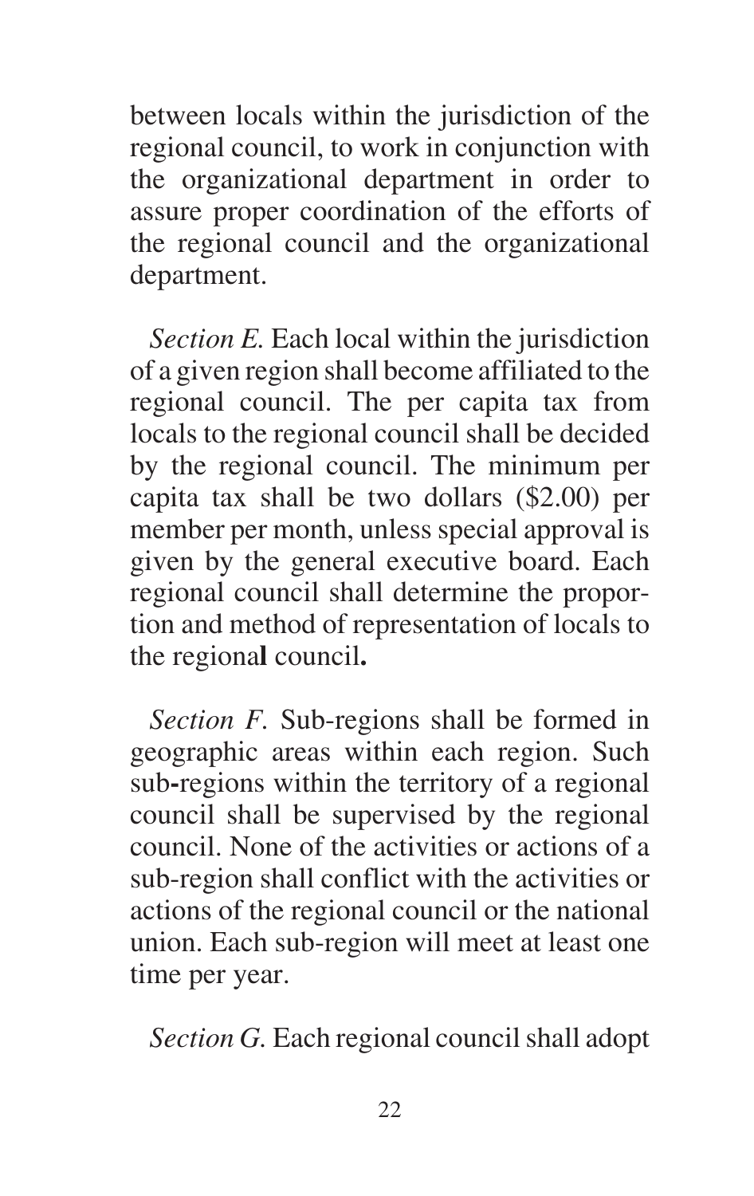between locals within the jurisdiction of the regional council, to work in conjunction with the organizational department in order to assure proper coordination of the efforts of the regional council and the organizational department.

*Section E.* Each local within the jurisdiction of a given region shall become affiliated to the regional council. The per capita tax from locals to the regional council shall be decided by the regional council. The minimum per capita tax shall be two dollars ($2.00) per member per month, unless special approval is given by the general executive board. Each regional council shall determine the proportion and method of representation of locals to the regional council.

*Section F.* Sub-regions shall be formed in geographic areas within each region. Such sub-regions within the territory of a regional council shall be supervised by the regional council. None of the activities or actions of a sub-region shall conflict with the activities or actions of the regional council or the national union. Each sub-region will meet at least one time per year.

*Section G.* Each regional council shall adopt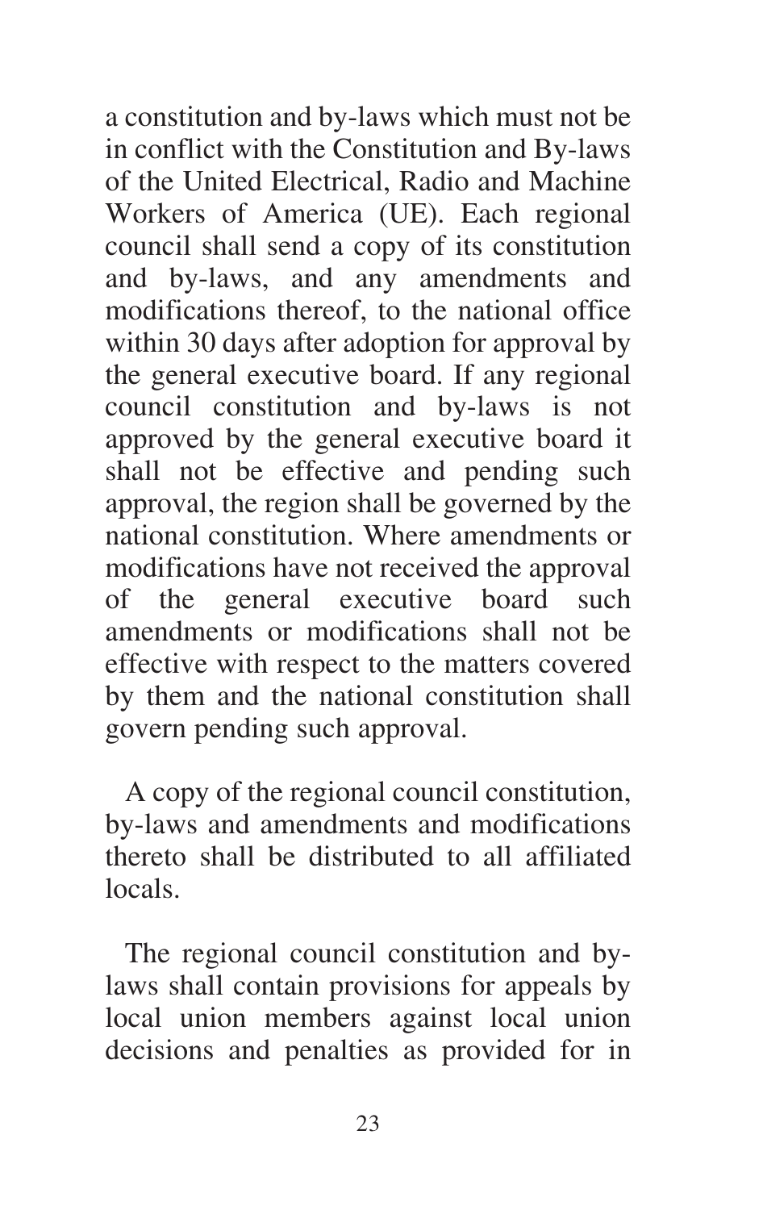a constitution and by-laws which must not be in conflict with the Constitution and By-laws of the United Electrical, Radio and Machine Workers of America (UE). Each regional council shall send a copy of its constitution and by-laws, and any amendments and modifications thereof, to the national office within 30 days after adoption for approval by the general executive board. If any regional council constitution and by-laws is not approved by the general executive board it shall not be effective and pending such approval, the region shall be governed by the national constitution. Where amendments or modifications have not received the approval of the general executive board such amendments or modifications shall not be effective with respect to the matters covered by them and the national constitution shall govern pending such approval.

A copy of the regional council constitution, by-laws and amendments and modifications thereto shall be distributed to all affiliated locals.

The regional council constitution and by-laws shall contain provisions for appeals by local union members against local union decisions and penalties as provided for in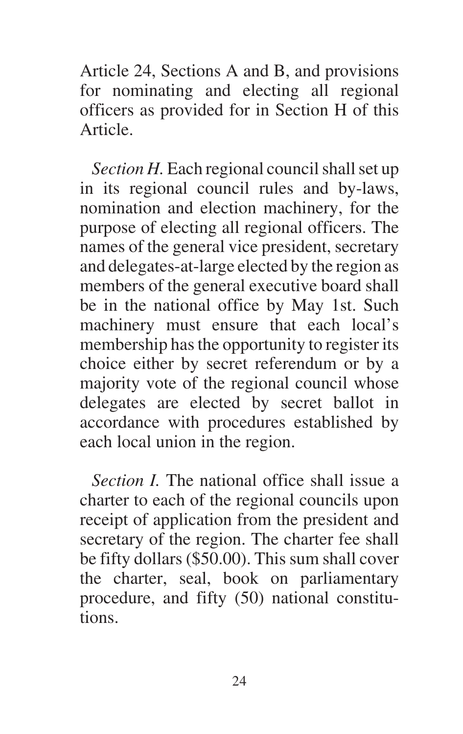Article 24, Sections A and B, and provisions for nominating and electing all regional officers as provided for in Section H of this Article.

*Section H.* Each regional council shall set up in its regional council rules and by-laws, nomination and election machinery, for the purpose of electing all regional officers. The names of the general vice president, secretary and delegates-at-large elected by the region as members of the general executive board shall be in the national office by May 1st. Such machinery must ensure that each local's membership has the opportunity to register its choice either by secret referendum or by a majority vote of the regional council whose delegates are elected by secret ballot in accordance with procedures established by each local union in the region.

*Section I.* The national office shall issue a charter to each of the regional councils upon receipt of application from the president and secretary of the region. The charter fee shall be fifty dollars ($50.00). This sum shall cover the charter, seal, book on parliamentary procedure, and fifty (50) national constitutions.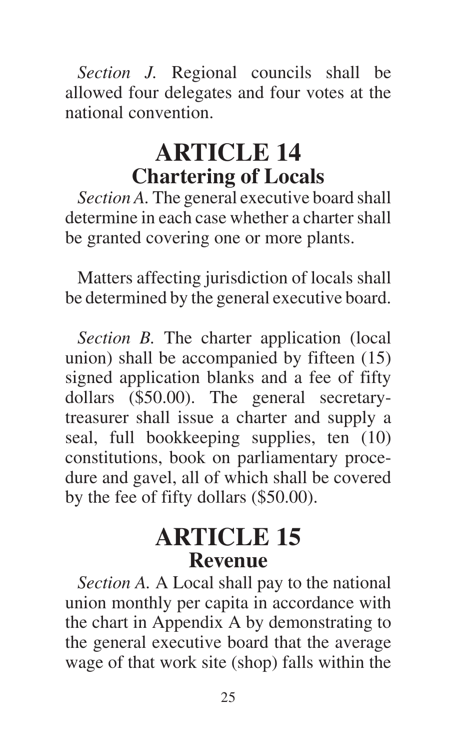*Section J.* Regional councils shall be allowed four delegates and four votes at the national convention.

# ARTICLE 14
## Chartering of Locals

*Section A.* The general executive board shall determine in each case whether a charter shall be granted covering one or more plants.

Matters affecting jurisdiction of locals shall be determined by the general executive board.

*Section B.* The charter application (local union) shall be accompanied by fifteen (15) signed application blanks and a fee of fifty dollars ($50.00). The general secretary-treasurer shall issue a charter and supply a seal, full bookkeeping supplies, ten (10) constitutions, book on parliamentary procedure and gavel, all of which shall be covered by the fee of fifty dollars ($50.00).

# ARTICLE 15
## Revenue

*Section A.* A Local shall pay to the national union monthly per capita in accordance with the chart in Appendix A by demonstrating to the general executive board that the average wage of that work site (shop) falls within the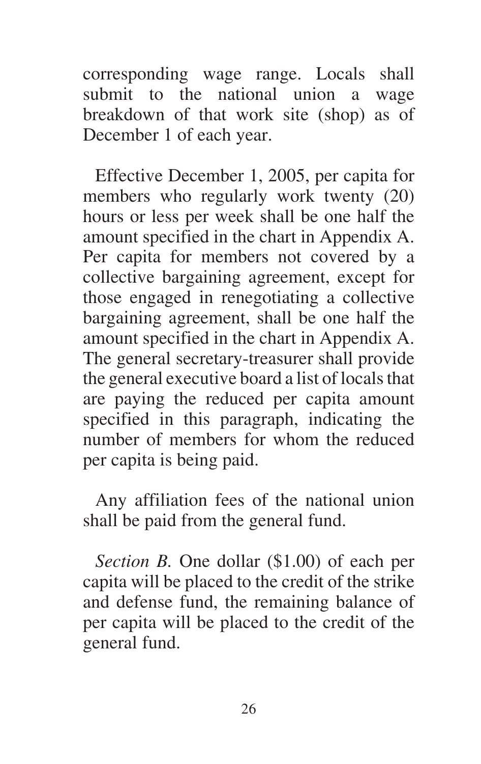corresponding wage range. Locals shall submit to the national union a wage breakdown of that work site (shop) as of December 1 of each year.

Effective December 1, 2005, per capita for members who regularly work twenty (20) hours or less per week shall be one half the amount specified in the chart in Appendix A. Per capita for members not covered by a collective bargaining agreement, except for those engaged in renegotiating a collective bargaining agreement, shall be one half the amount specified in the chart in Appendix A. The general secretary-treasurer shall provide the general executive board a list of locals that are paying the reduced per capita amount specified in this paragraph, indicating the number of members for whom the reduced per capita is being paid.

Any affiliation fees of the national union shall be paid from the general fund.

*Section B.* One dollar ($1.00) of each per capita will be placed to the credit of the strike and defense fund, the remaining balance of per capita will be placed to the credit of the general fund.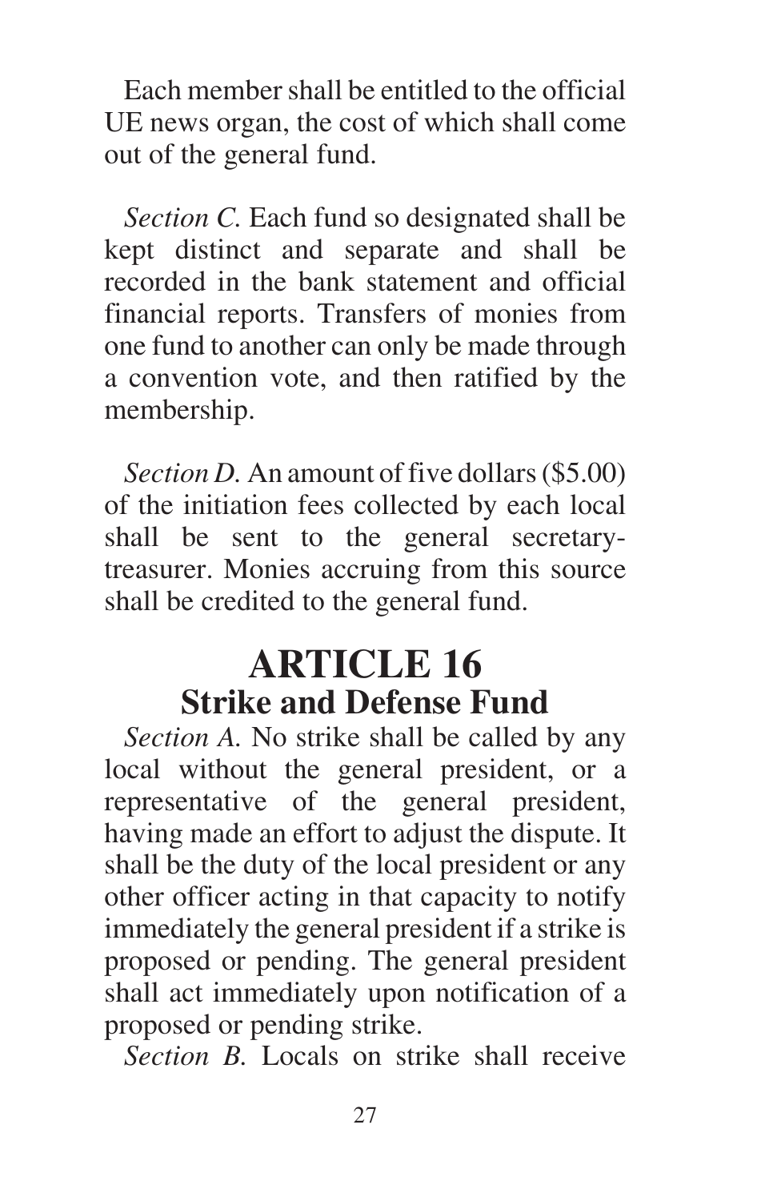Each member shall be entitled to the official UE news organ, the cost of which shall come out of the general fund.

*Section C.* Each fund so designated shall be kept distinct and separate and shall be recorded in the bank statement and official financial reports. Transfers of monies from one fund to another can only be made through a convention vote, and then ratified by the membership.

*Section D.* An amount of five dollars ($5.00) of the initiation fees collected by each local shall be sent to the general secretary-treasurer. Monies accruing from this source shall be credited to the general fund.

# ARTICLE 16
## Strike and Defense Fund

*Section A.* No strike shall be called by any local without the general president, or a representative of the general president, having made an effort to adjust the dispute. It shall be the duty of the local president or any other officer acting in that capacity to notify immediately the general president if a strike is proposed or pending. The general president shall act immediately upon notification of a proposed or pending strike.

*Section B.* Locals on strike shall receive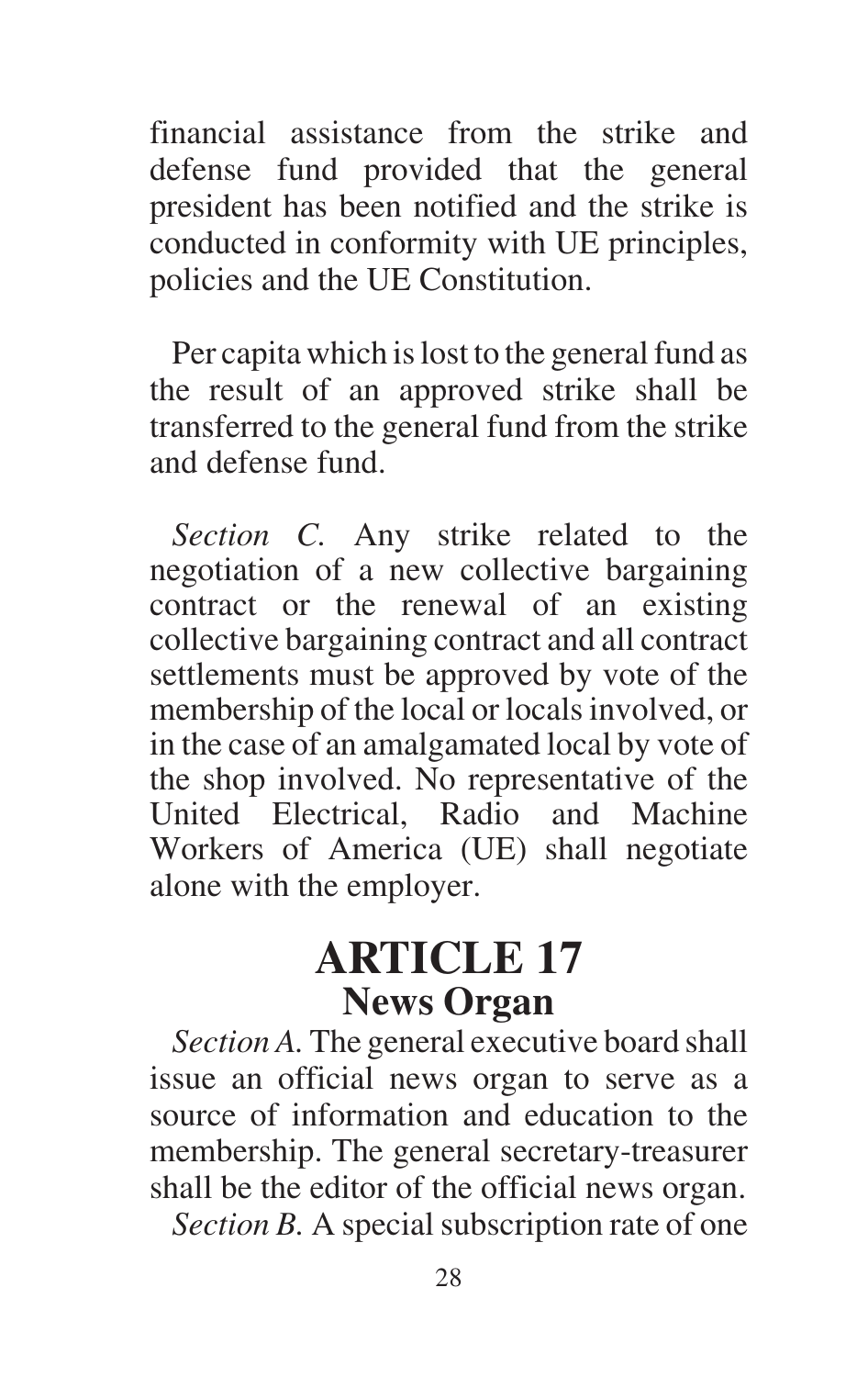financial assistance from the strike and defense fund provided that the general president has been notified and the strike is conducted in conformity with UE principles, policies and the UE Constitution.

Per capita which is lost to the general fund as the result of an approved strike shall be transferred to the general fund from the strike and defense fund.

*Section C.* Any strike related to the negotiation of a new collective bargaining contract or the renewal of an existing collective bargaining contract and all contract settlements must be approved by vote of the membership of the local or locals involved, or in the case of an amalgamated local by vote of the shop involved. No representative of the United Electrical, Radio and Machine Workers of America (UE) shall negotiate alone with the employer.

# ARTICLE 17
## News Organ

*Section A.* The general executive board shall issue an official news organ to serve as a source of information and education to the membership. The general secretary-treasurer shall be the editor of the official news organ.

*Section B.* A special subscription rate of one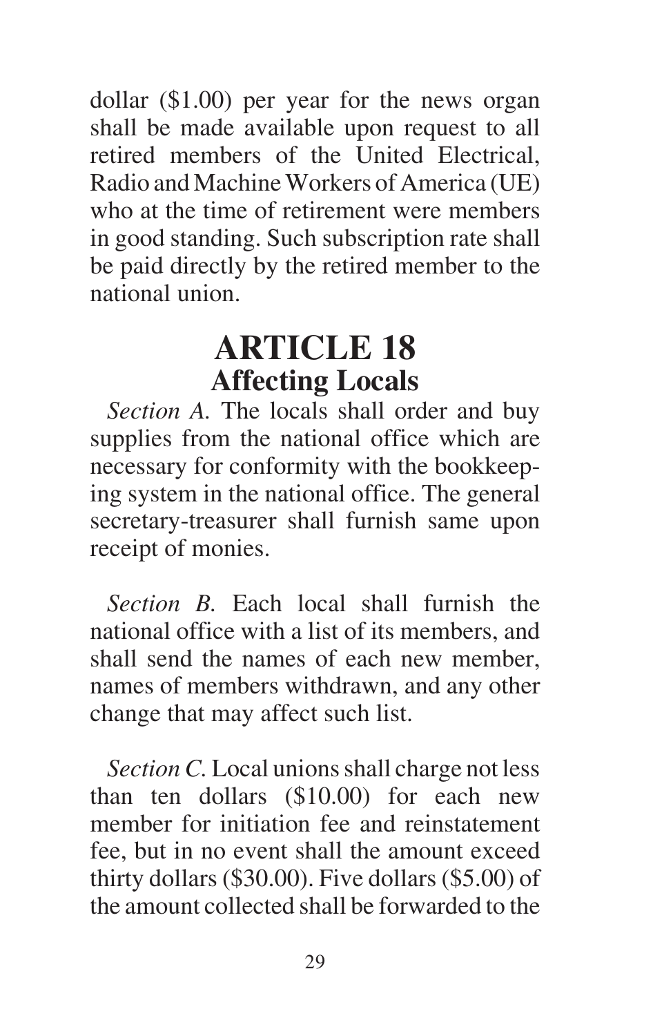dollar ($1.00) per year for the news organ shall be made available upon request to all retired members of the United Electrical, Radio and Machine Workers of America (UE) who at the time of retirement were members in good standing. Such subscription rate shall be paid directly by the retired member to the national union.

# ARTICLE 18
## Affecting Locals

*Section A.* The locals shall order and buy supplies from the national office which are necessary for conformity with the bookkeeping system in the national office. The general secretary-treasurer shall furnish same upon receipt of monies.

*Section B.* Each local shall furnish the national office with a list of its members, and shall send the names of each new member, names of members withdrawn, and any other change that may affect such list.

*Section C.* Local unions shall charge not less than ten dollars ($10.00) for each new member for initiation fee and reinstatement fee, but in no event shall the amount exceed thirty dollars ($30.00). Five dollars ($5.00) of the amount collected shall be forwarded to the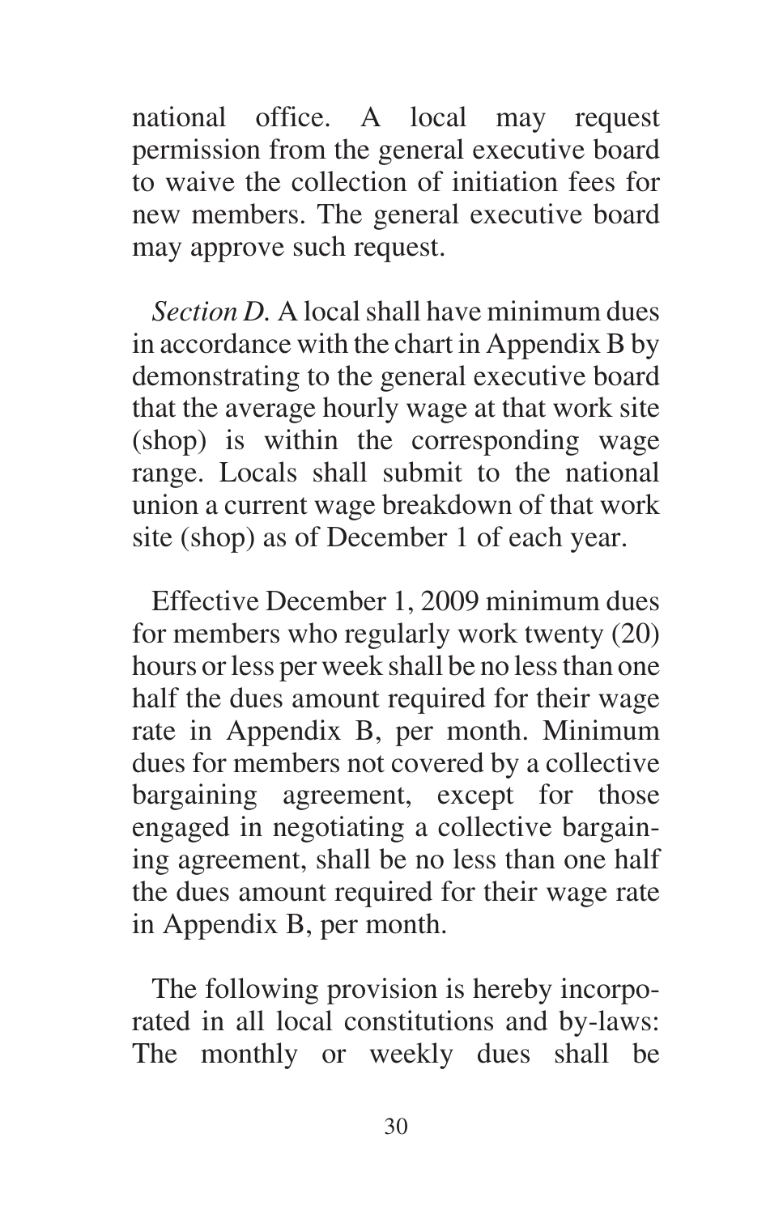national office. A local may request permission from the general executive board to waive the collection of initiation fees for new members. The general executive board may approve such request.

*Section D.* A local shall have minimum dues in accordance with the chart in Appendix B by demonstrating to the general executive board that the average hourly wage at that work site (shop) is within the corresponding wage range. Locals shall submit to the national union a current wage breakdown of that work site (shop) as of December 1 of each year.

Effective December 1, 2009 minimum dues for members who regularly work twenty (20) hours or less per week shall be no less than one half the dues amount required for their wage rate in Appendix B, per month. Minimum dues for members not covered by a collective bargaining agreement, except for those engaged in negotiating a collective bargaining agreement, shall be no less than one half the dues amount required for their wage rate in Appendix B, per month.

The following provision is hereby incorporated in all local constitutions and by-laws: The monthly or weekly dues shall be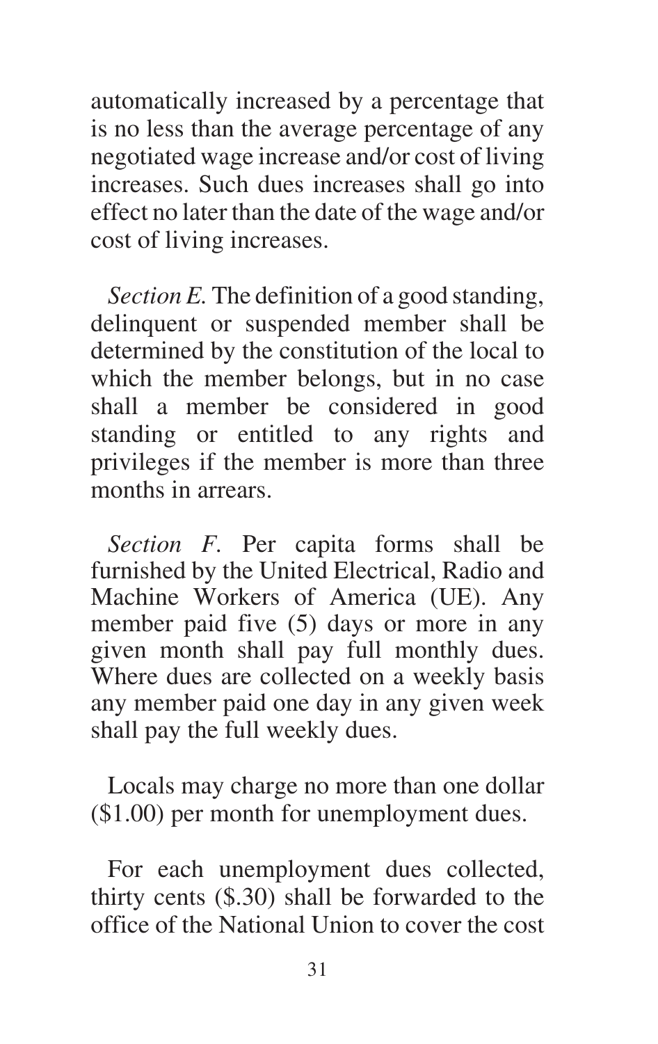automatically increased by a percentage that is no less than the average percentage of any negotiated wage increase and/or cost of living increases. Such dues increases shall go into effect no later than the date of the wage and/or cost of living increases.

*Section E.* The definition of a good standing, delinquent or suspended member shall be determined by the constitution of the local to which the member belongs, but in no case shall a member be considered in good standing or entitled to any rights and privileges if the member is more than three months in arrears.

*Section F.* Per capita forms shall be furnished by the United Electrical, Radio and Machine Workers of America (UE). Any member paid five (5) days or more in any given month shall pay full monthly dues. Where dues are collected on a weekly basis any member paid one day in any given week shall pay the full weekly dues.

Locals may charge no more than one dollar ($1.00) per month for unemployment dues.

For each unemployment dues collected, thirty cents ($.30) shall be forwarded to the office of the National Union to cover the cost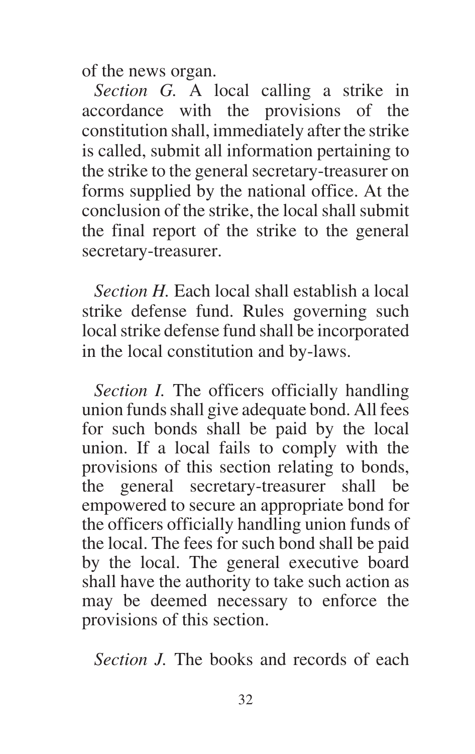of the news organ.

*Section G.* A local calling a strike in accordance with the provisions of the constitution shall, immediately after the strike is called, submit all information pertaining to the strike to the general secretary-treasurer on forms supplied by the national office. At the conclusion of the strike, the local shall submit the final report of the strike to the general secretary-treasurer.

*Section H.* Each local shall establish a local strike defense fund. Rules governing such local strike defense fund shall be incorporated in the local constitution and by-laws.

*Section I.* The officers officially handling union funds shall give adequate bond. All fees for such bonds shall be paid by the local union. If a local fails to comply with the provisions of this section relating to bonds, the general secretary-treasurer shall be empowered to secure an appropriate bond for the officers officially handling union funds of the local. The fees for such bond shall be paid by the local. The general executive board shall have the authority to take such action as may be deemed necessary to enforce the provisions of this section.

*Section J.* The books and records of each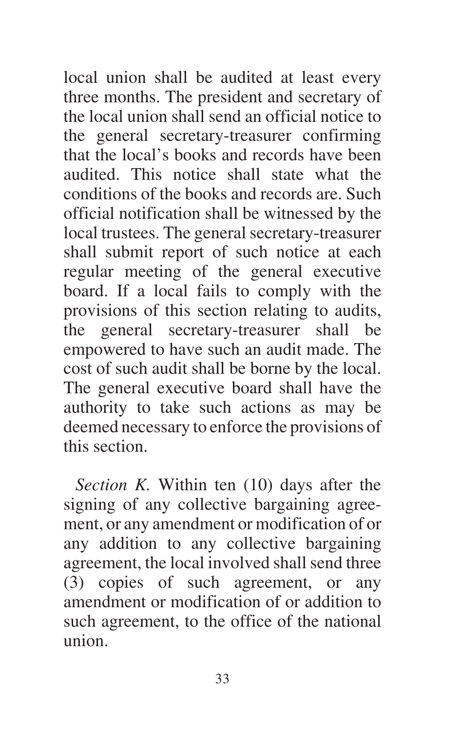local union shall be audited at least every three months. The president and secretary of the local union shall send an official notice to the general secretary-treasurer confirming that the local's books and records have been audited. This notice shall state what the conditions of the books and records are. Such official notification shall be witnessed by the local trustees. The general secretary-treasurer shall submit report of such notice at each regular meeting of the general executive board. If a local fails to comply with the provisions of this section relating to audits, the general secretary-treasurer shall be empowered to have such an audit made. The cost of such audit shall be borne by the local. The general executive board shall have the authority to take such actions as may be deemed necessary to enforce the provisions of this section.

*Section K.* Within ten (10) days after the signing of any collective bargaining agreement, or any amendment or modification of or any addition to any collective bargaining agreement, the local involved shall send three (3) copies of such agreement, or any amendment or modification of or addition to such agreement, to the office of the national union.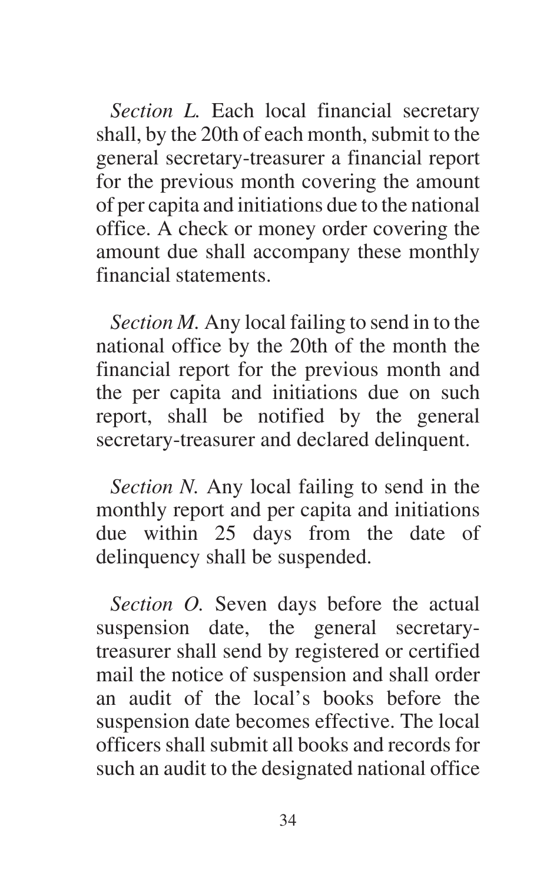*Section L.* Each local financial secretary shall, by the 20th of each month, submit to the general secretary-treasurer a financial report for the previous month covering the amount of per capita and initiations due to the national office. A check or money order covering the amount due shall accompany these monthly financial statements.

*Section M.* Any local failing to send in to the national office by the 20th of the month the financial report for the previous month and the per capita and initiations due on such report, shall be notified by the general secretary-treasurer and declared delinquent.

*Section N.* Any local failing to send in the monthly report and per capita and initiations due within 25 days from the date of delinquency shall be suspended.

*Section O.* Seven days before the actual suspension date, the general secretary-treasurer shall send by registered or certified mail the notice of suspension and shall order an audit of the local's books before the suspension date becomes effective. The local officers shall submit all books and records for such an audit to the designated national office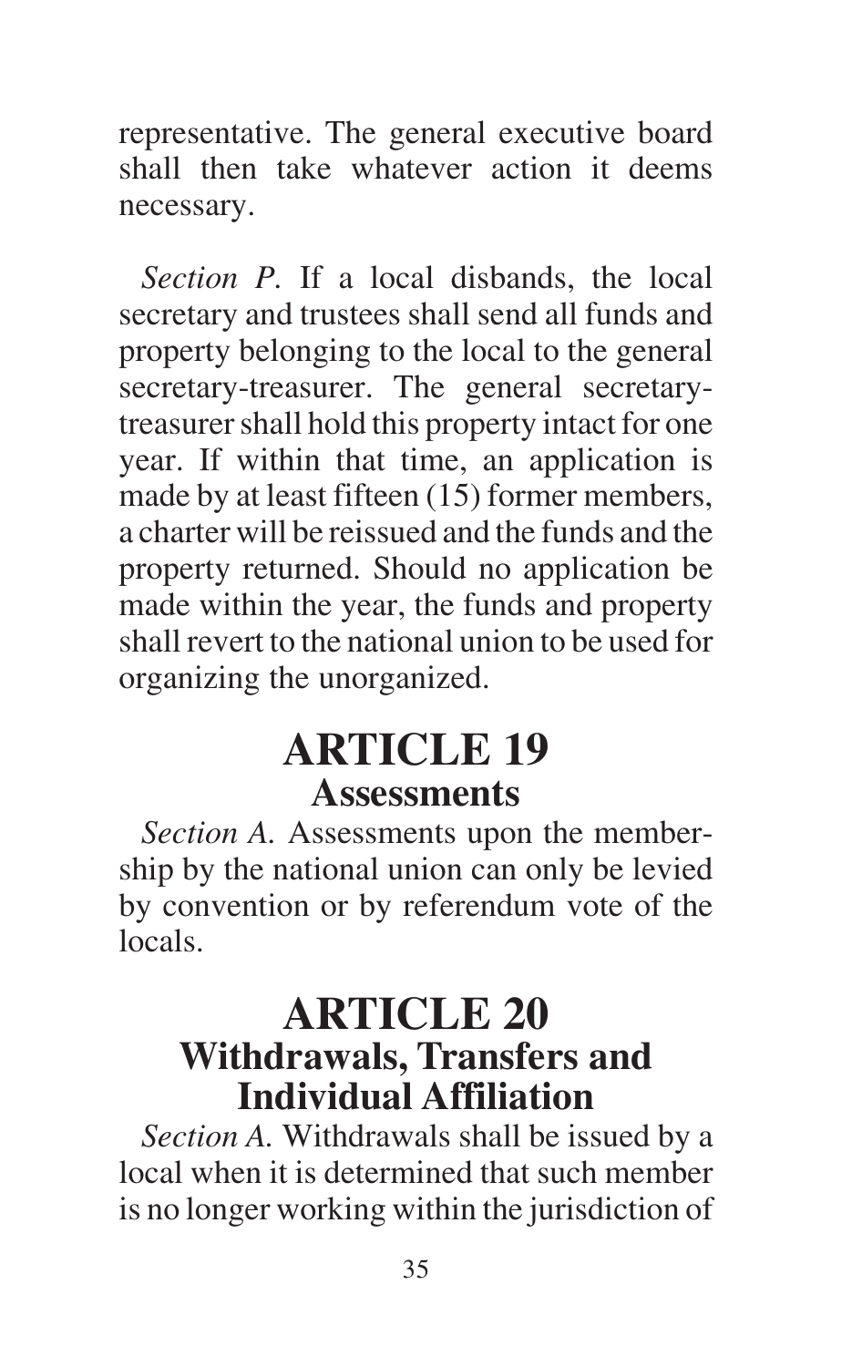representative. The general executive board shall then take whatever action it deems necessary.

*Section P.* If a local disbands, the local secretary and trustees shall send all funds and property belonging to the local to the general secretary-treasurer. The general secretary-treasurer shall hold this property intact for one year. If within that time, an application is made by at least fifteen (15) former members, a charter will be reissued and the funds and the property returned. Should no application be made within the year, the funds and property shall revert to the national union to be used for organizing the unorganized.

# ARTICLE 19
## Assessments

*Section A.* Assessments upon the membership by the national union can only be levied by convention or by referendum vote of the locals.

# ARTICLE 20
## Withdrawals, Transfers and Individual Affiliation

*Section A.* Withdrawals shall be issued by a local when it is determined that such member is no longer working within the jurisdiction of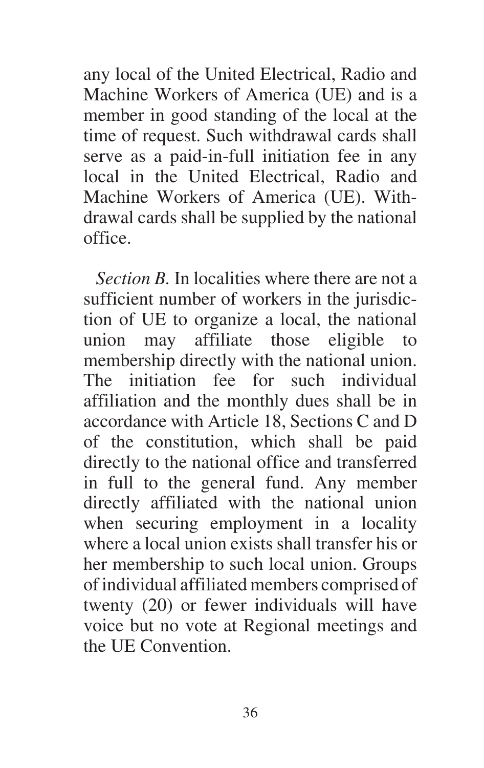any local of the United Electrical, Radio and Machine Workers of America (UE) and is a member in good standing of the local at the time of request. Such withdrawal cards shall serve as a paid-in-full initiation fee in any local in the United Electrical, Radio and Machine Workers of America (UE). Withdrawal cards shall be supplied by the national office.

*Section B.* In localities where there are not a sufficient number of workers in the jurisdiction of UE to organize a local, the national union may affiliate those eligible to membership directly with the national union. The initiation fee for such individual affiliation and the monthly dues shall be in accordance with Article 18, Sections C and D of the constitution, which shall be paid directly to the national office and transferred in full to the general fund. Any member directly affiliated with the national union when securing employment in a locality where a local union exists shall transfer his or her membership to such local union. Groups of individual affiliated members comprised of twenty (20) or fewer individuals will have voice but no vote at Regional meetings and the UE Convention.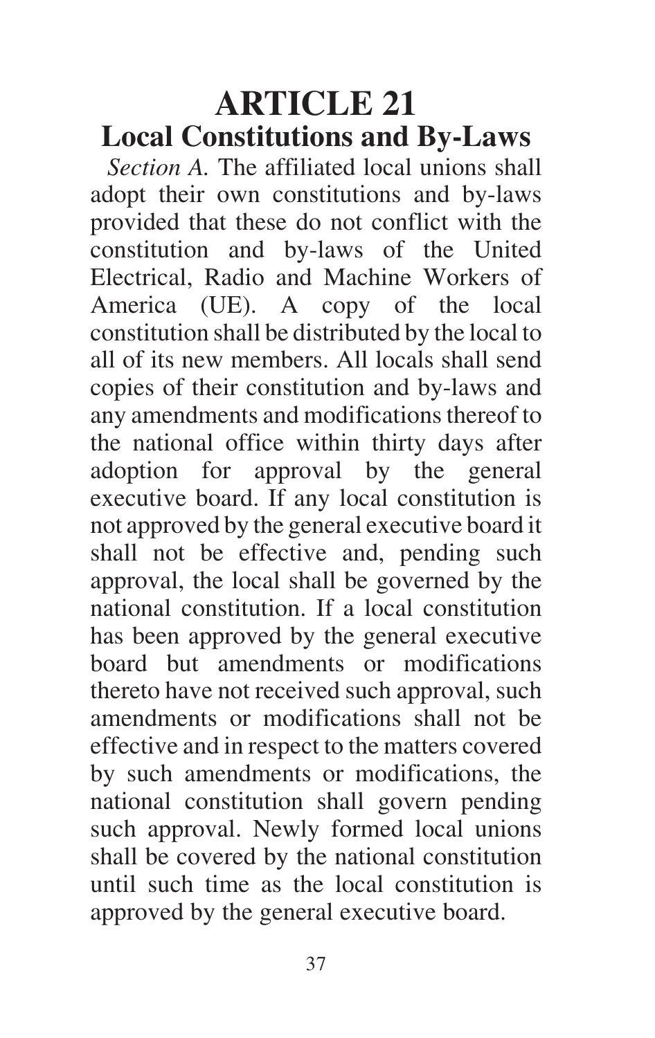# ARTICLE 21

## Local Constitutions and By-Laws

*Section A.* The affiliated local unions shall adopt their own constitutions and by-laws provided that these do not conflict with the constitution and by-laws of the United Electrical, Radio and Machine Workers of America (UE). A copy of the local constitution shall be distributed by the local to all of its new members. All locals shall send copies of their constitution and by-laws and any amendments and modifications thereof to the national office within thirty days after adoption for approval by the general executive board. If any local constitution is not approved by the general executive board it shall not be effective and, pending such approval, the local shall be governed by the national constitution. If a local constitution has been approved by the general executive board but amendments or modifications thereto have not received such approval, such amendments or modifications shall not be effective and in respect to the matters covered by such amendments or modifications, the national constitution shall govern pending such approval. Newly formed local unions shall be covered by the national constitution until such time as the local constitution is approved by the general executive board.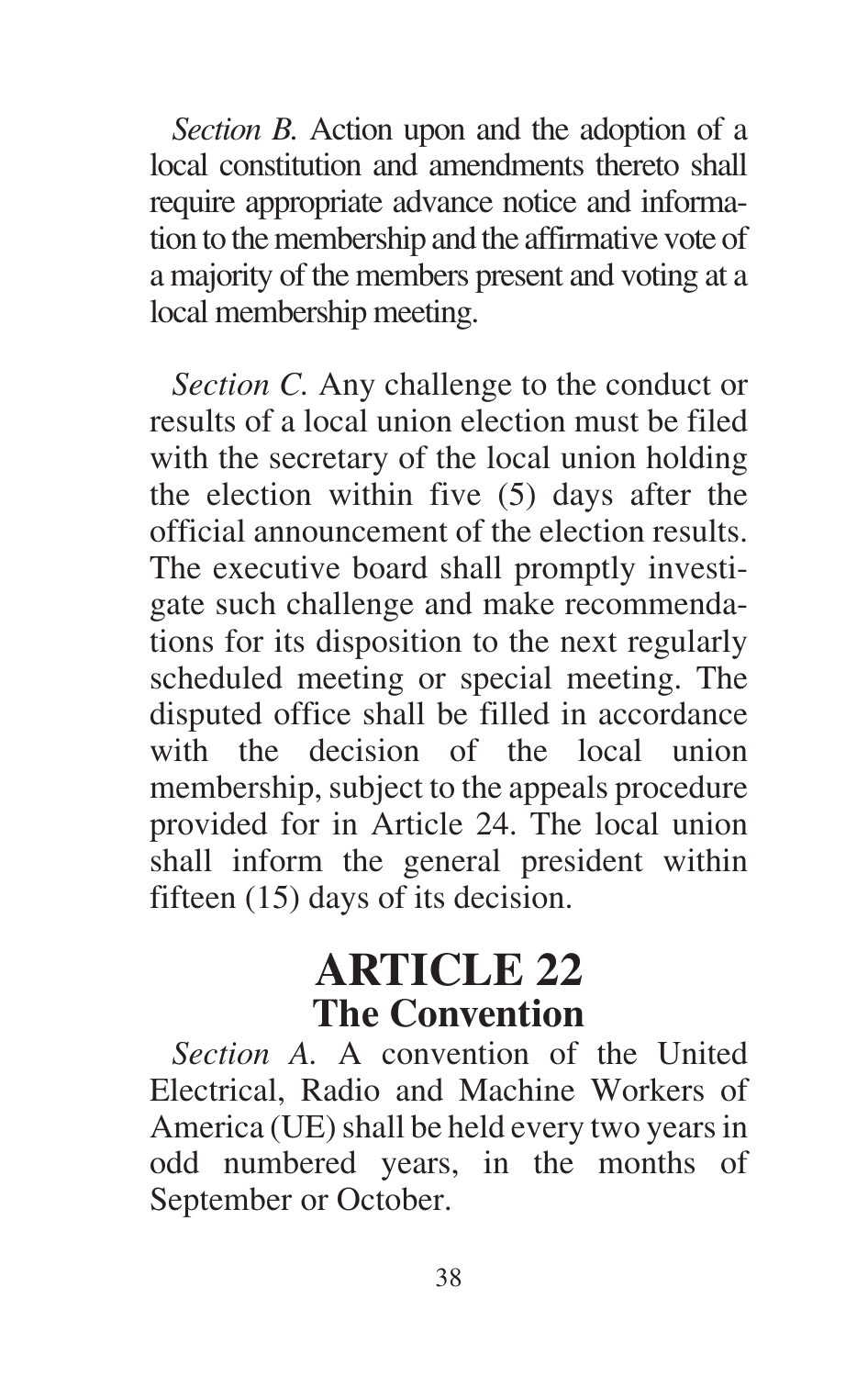*Section B.* Action upon and the adoption of a local constitution and amendments thereto shall require appropriate advance notice and information to the membership and the affirmative vote of a majority of the members present and voting at a local membership meeting.

*Section C.* Any challenge to the conduct or results of a local union election must be filed with the secretary of the local union holding the election within five (5) days after the official announcement of the election results. The executive board shall promptly investigate such challenge and make recommendations for its disposition to the next regularly scheduled meeting or special meeting. The disputed office shall be filled in accordance with the decision of the local union membership, subject to the appeals procedure provided for in Article 24. The local union shall inform the general president within fifteen (15) days of its decision.

# ARTICLE 22
## The Convention

*Section A.* A convention of the United Electrical, Radio and Machine Workers of America (UE) shall be held every two years in odd numbered years, in the months of September or October.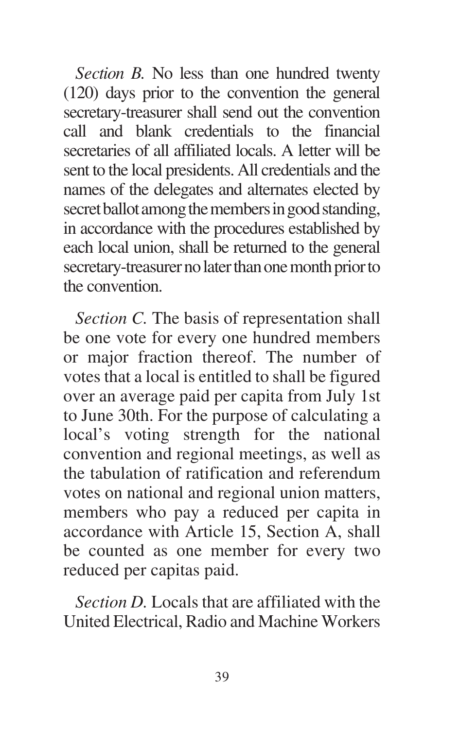*Section B.* No less than one hundred twenty (120) days prior to the convention the general secretary-treasurer shall send out the convention call and blank credentials to the financial secretaries of all affiliated locals. A letter will be sent to the local presidents. All credentials and the names of the delegates and alternates elected by secret ballot among the members in good standing, in accordance with the procedures established by each local union, shall be returned to the general secretary-treasurer no later than one month prior to the convention.

*Section C.* The basis of representation shall be one vote for every one hundred members or major fraction thereof. The number of votes that a local is entitled to shall be figured over an average paid per capita from July 1st to June 30th. For the purpose of calculating a local's voting strength for the national convention and regional meetings, as well as the tabulation of ratification and referendum votes on national and regional union matters, members who pay a reduced per capita in accordance with Article 15, Section A, shall be counted as one member for every two reduced per capitas paid.

*Section D.* Locals that are affiliated with the United Electrical, Radio and Machine Workers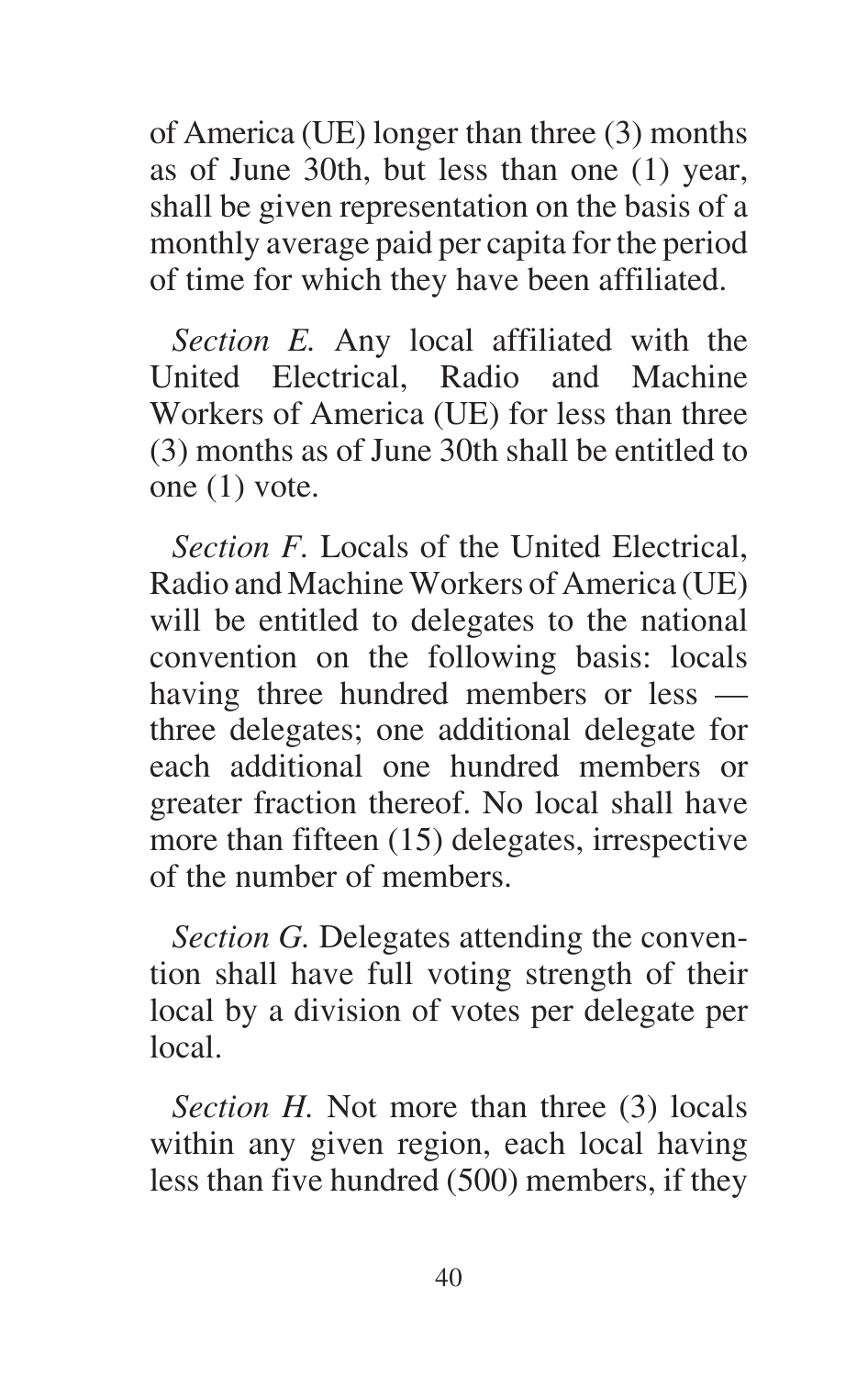of America (UE) longer than three (3) months as of June 30th, but less than one (1) year, shall be given representation on the basis of a monthly average paid per capita for the period of time for which they have been affiliated.

*Section E.* Any local affiliated with the United Electrical, Radio and Machine Workers of America (UE) for less than three (3) months as of June 30th shall be entitled to one (1) vote.

*Section F.* Locals of the United Electrical, Radio and Machine Workers of America (UE) will be entitled to delegates to the national convention on the following basis: locals having three hundred members or less — three delegates; one additional delegate for each additional one hundred members or greater fraction thereof. No local shall have more than fifteen (15) delegates, irrespective of the number of members.

*Section G.* Delegates attending the convention shall have full voting strength of their local by a division of votes per delegate per local.

*Section H.* Not more than three (3) locals within any given region, each local having less than five hundred (500) members, if they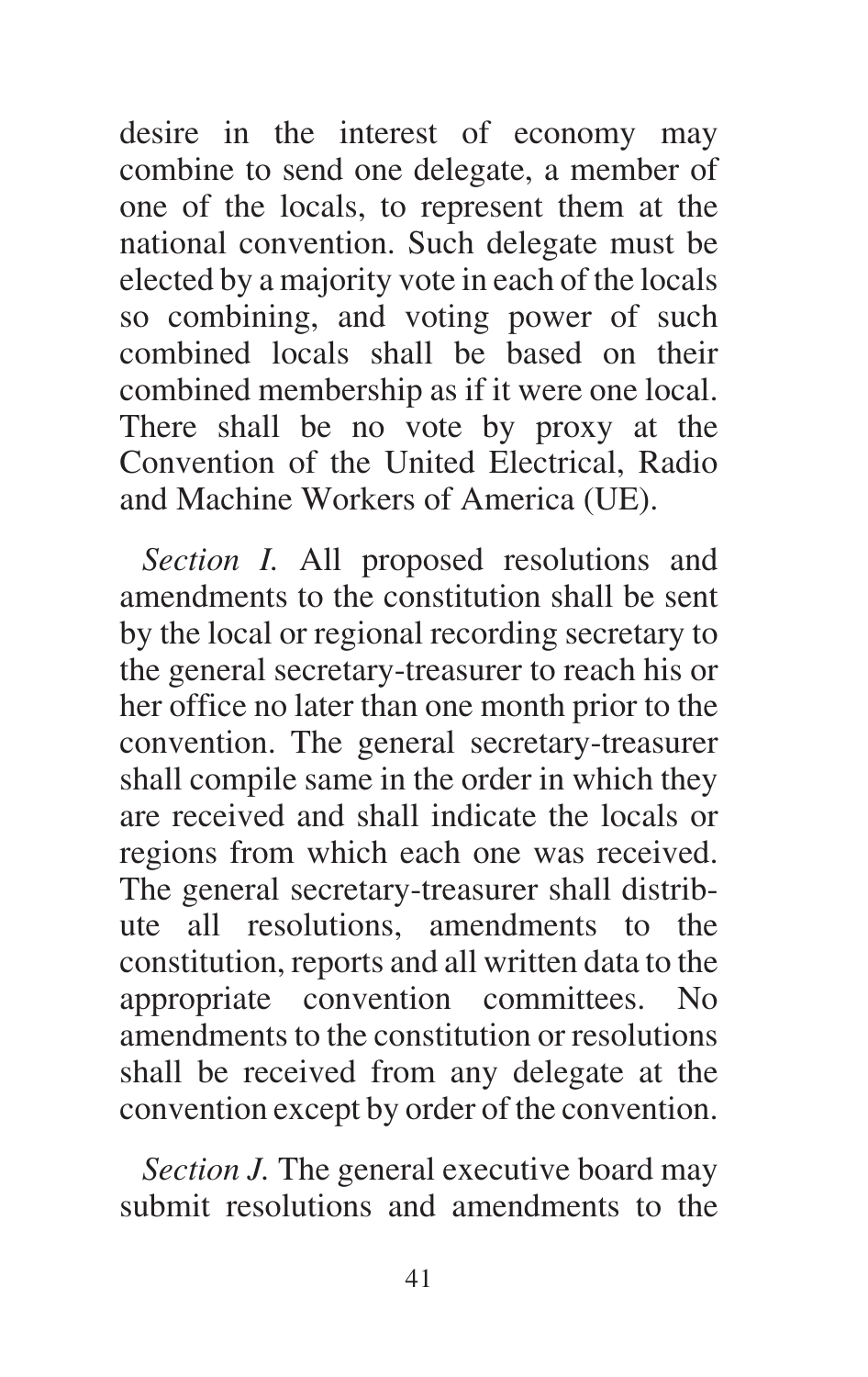desire in the interest of economy may combine to send one delegate, a member of one of the locals, to represent them at the national convention. Such delegate must be elected by a majority vote in each of the locals so combining, and voting power of such combined locals shall be based on their combined membership as if it were one local. There shall be no vote by proxy at the Convention of the United Electrical, Radio and Machine Workers of America (UE).

*Section I.* All proposed resolutions and amendments to the constitution shall be sent by the local or regional recording secretary to the general secretary-treasurer to reach his or her office no later than one month prior to the convention. The general secretary-treasurer shall compile same in the order in which they are received and shall indicate the locals or regions from which each one was received. The general secretary-treasurer shall distribute all resolutions, amendments to the constitution, reports and all written data to the appropriate convention committees. No amendments to the constitution or resolutions shall be received from any delegate at the convention except by order of the convention.

*Section J.* The general executive board may submit resolutions and amendments to the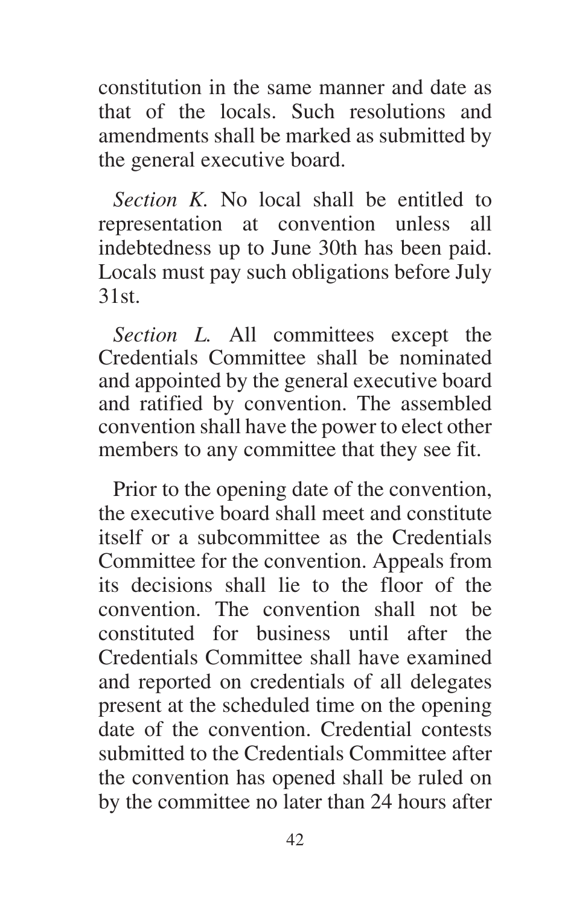constitution in the same manner and date as that of the locals. Such resolutions and amendments shall be marked as submitted by the general executive board.

*Section K.* No local shall be entitled to representation at convention unless all indebtedness up to June 30th has been paid. Locals must pay such obligations before July 31st.

*Section L.* All committees except the Credentials Committee shall be nominated and appointed by the general executive board and ratified by convention. The assembled convention shall have the power to elect other members to any committee that they see fit.

Prior to the opening date of the convention, the executive board shall meet and constitute itself or a subcommittee as the Credentials Committee for the convention. Appeals from its decisions shall lie to the floor of the convention. The convention shall not be constituted for business until after the Credentials Committee shall have examined and reported on credentials of all delegates present at the scheduled time on the opening date of the convention. Credential contests submitted to the Credentials Committee after the convention has opened shall be ruled on by the committee no later than 24 hours after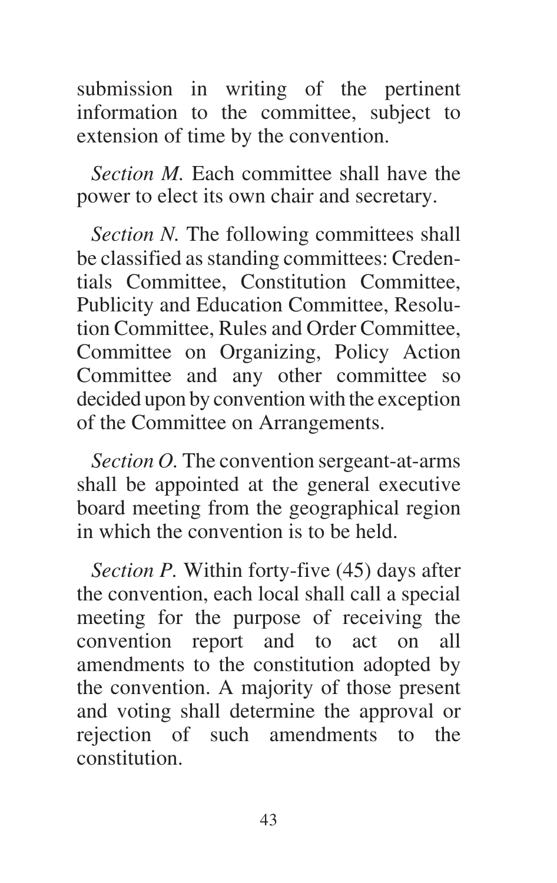submission in writing of the pertinent information to the committee, subject to extension of time by the convention.

*Section M.* Each committee shall have the power to elect its own chair and secretary.

*Section N.* The following committees shall be classified as standing committees: Credentials Committee, Constitution Committee, Publicity and Education Committee, Resolution Committee, Rules and Order Committee, Committee on Organizing, Policy Action Committee and any other committee so decided upon by convention with the exception of the Committee on Arrangements.

*Section O.* The convention sergeant-at-arms shall be appointed at the general executive board meeting from the geographical region in which the convention is to be held.

*Section P.* Within forty-five (45) days after the convention, each local shall call a special meeting for the purpose of receiving the convention report and to act on all amendments to the constitution adopted by the convention. A majority of those present and voting shall determine the approval or rejection of such amendments to the constitution.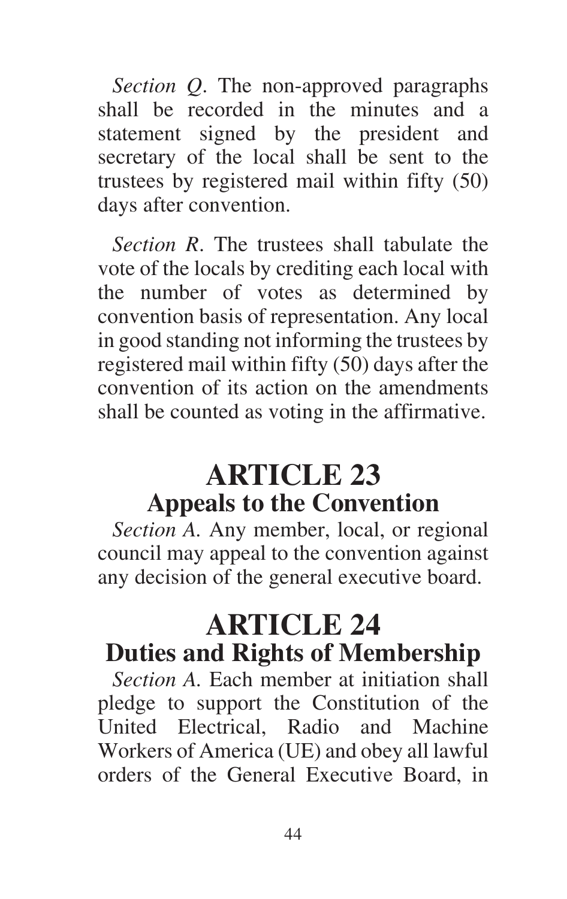*Section Q*. The non-approved paragraphs shall be recorded in the minutes and a statement signed by the president and secretary of the local shall be sent to the trustees by registered mail within fifty (50) days after convention.

*Section R*. The trustees shall tabulate the vote of the locals by crediting each local with the number of votes as determined by convention basis of representation. Any local in good standing not informing the trustees by registered mail within fifty (50) days after the convention of its action on the amendments shall be counted as voting in the affirmative.

# ARTICLE 23
## Appeals to the Convention

*Section A.* Any member, local, or regional council may appeal to the convention against any decision of the general executive board.

# ARTICLE 24
## Duties and Rights of Membership

*Section A.* Each member at initiation shall pledge to support the Constitution of the United Electrical, Radio and Machine Workers of America (UE) and obey all lawful orders of the General Executive Board, in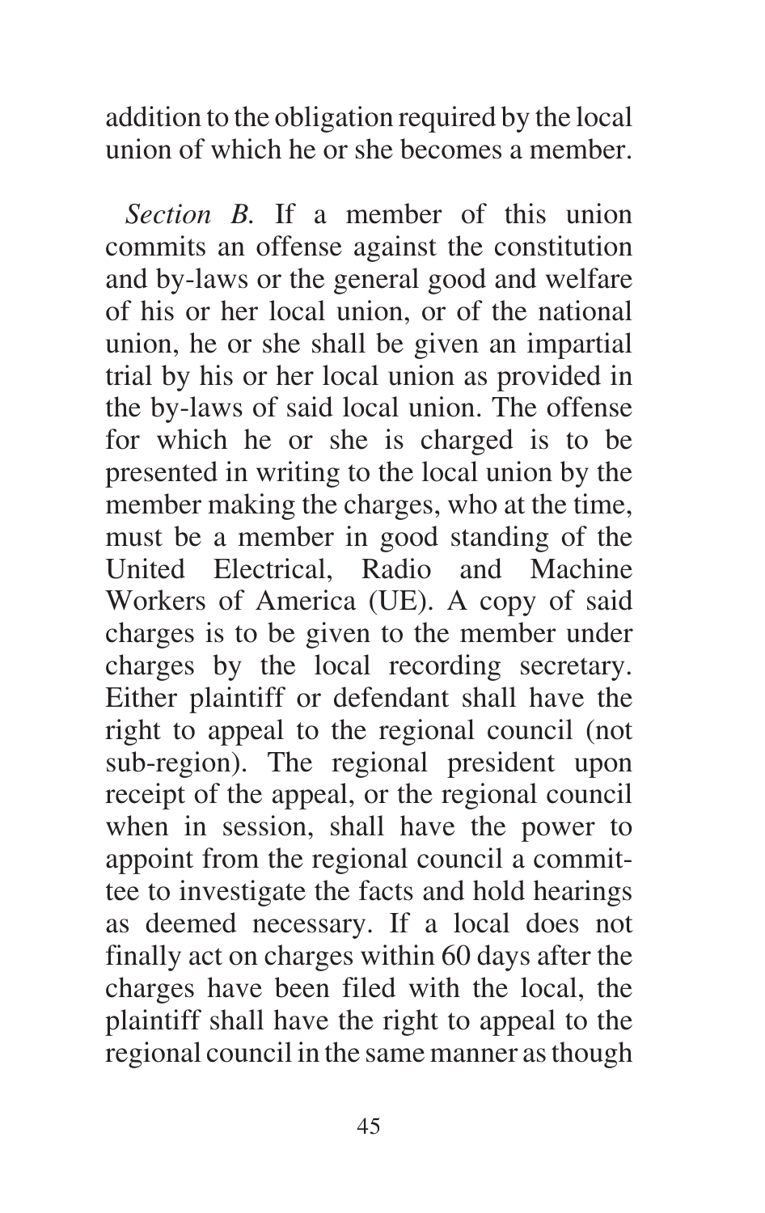addition to the obligation required by the local union of which he or she becomes a member.

*Section B.* If a member of this union commits an offense against the constitution and by-laws or the general good and welfare of his or her local union, or of the national union, he or she shall be given an impartial trial by his or her local union as provided in the by-laws of said local union. The offense for which he or she is charged is to be presented in writing to the local union by the member making the charges, who at the time, must be a member in good standing of the United Electrical, Radio and Machine Workers of America (UE). A copy of said charges is to be given to the member under charges by the local recording secretary. Either plaintiff or defendant shall have the right to appeal to the regional council (not sub-region). The regional president upon receipt of the appeal, or the regional council when in session, shall have the power to appoint from the regional council a committee to investigate the facts and hold hearings as deemed necessary. If a local does not finally act on charges within 60 days after the charges have been filed with the local, the plaintiff shall have the right to appeal to the regional council in the same manner as though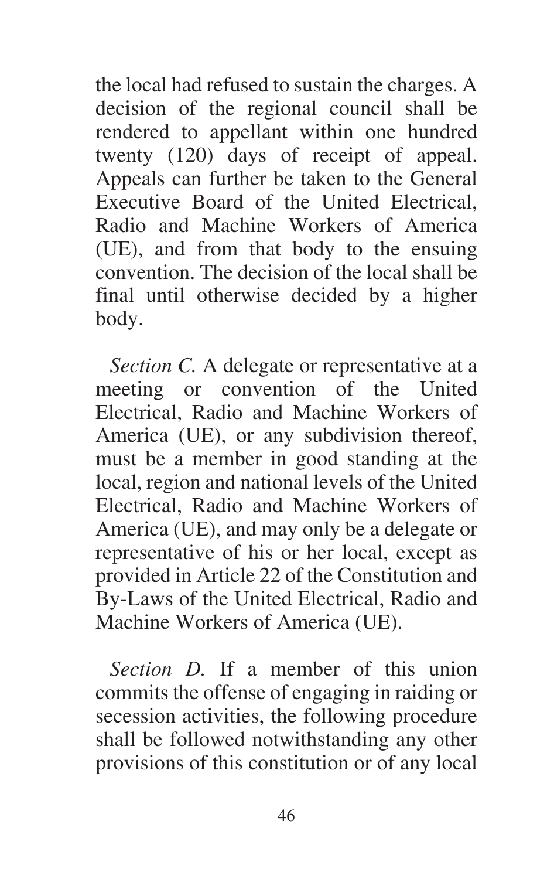the local had refused to sustain the charges. A decision of the regional council shall be rendered to appellant within one hundred twenty (120) days of receipt of appeal. Appeals can further be taken to the General Executive Board of the United Electrical, Radio and Machine Workers of America (UE), and from that body to the ensuing convention. The decision of the local shall be final until otherwise decided by a higher body.

*Section C.* A delegate or representative at a meeting or convention of the United Electrical, Radio and Machine Workers of America (UE), or any subdivision thereof, must be a member in good standing at the local, region and national levels of the United Electrical, Radio and Machine Workers of America (UE), and may only be a delegate or representative of his or her local, except as provided in Article 22 of the Constitution and By-Laws of the United Electrical, Radio and Machine Workers of America (UE).

*Section D.* If a member of this union commits the offense of engaging in raiding or secession activities, the following procedure shall be followed notwithstanding any other provisions of this constitution or of any local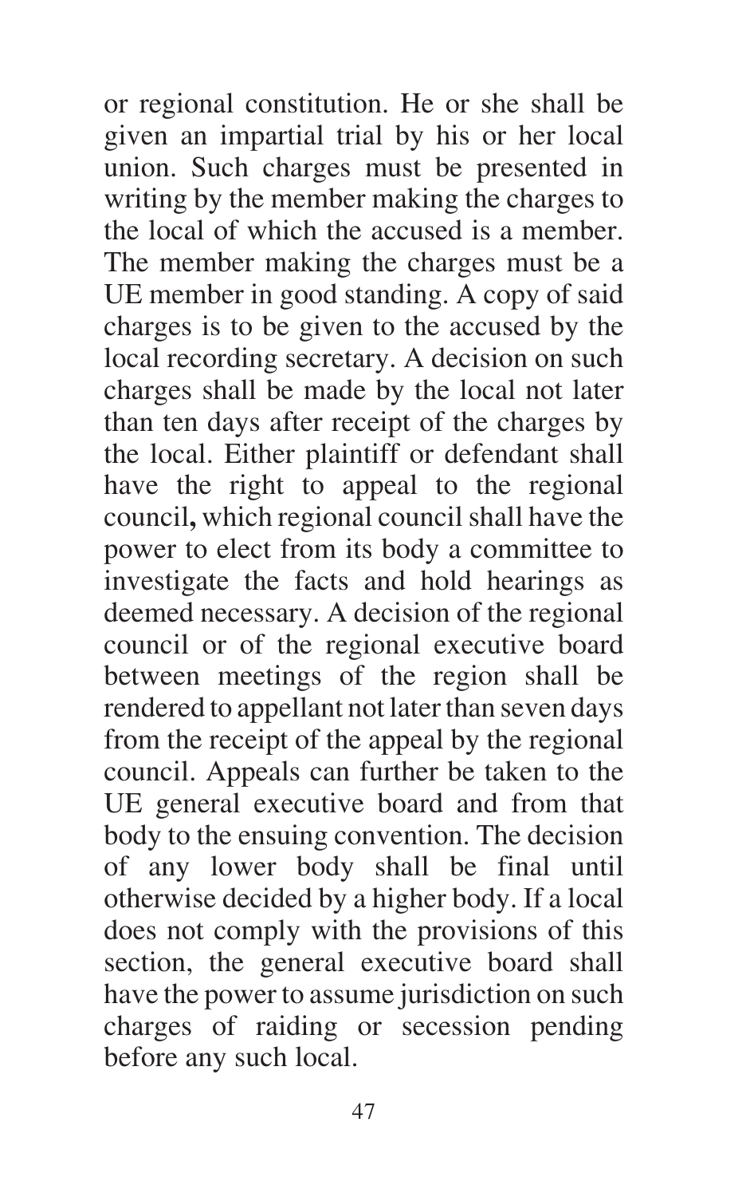or regional constitution. He or she shall be given an impartial trial by his or her local union. Such charges must be presented in writing by the member making the charges to the local of which the accused is a member. The member making the charges must be a UE member in good standing. A copy of said charges is to be given to the accused by the local recording secretary. A decision on such charges shall be made by the local not later than ten days after receipt of the charges by the local. Either plaintiff or defendant shall have the right to appeal to the regional council**,** which regional council shall have the power to elect from its body a committee to investigate the facts and hold hearings as deemed necessary. A decision of the regional council or of the regional executive board between meetings of the region shall be rendered to appellant not later than seven days from the receipt of the appeal by the regional council. Appeals can further be taken to the UE general executive board and from that body to the ensuing convention. The decision of any lower body shall be final until otherwise decided by a higher body. If a local does not comply with the provisions of this section, the general executive board shall have the power to assume jurisdiction on such charges of raiding or secession pending before any such local.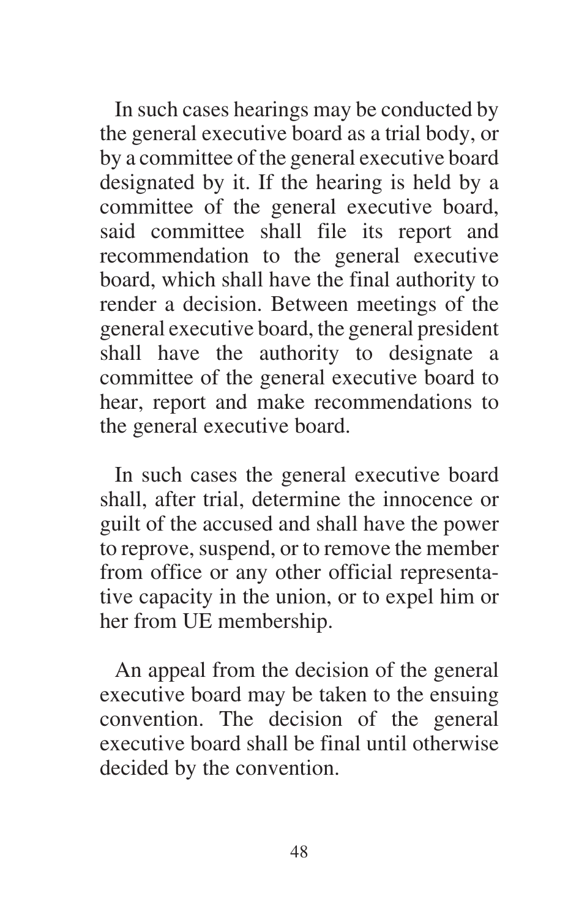In such cases hearings may be conducted by the general executive board as a trial body, or by a committee of the general executive board designated by it. If the hearing is held by a committee of the general executive board, said committee shall file its report and recommendation to the general executive board, which shall have the final authority to render a decision. Between meetings of the general executive board, the general president shall have the authority to designate a committee of the general executive board to hear, report and make recommendations to the general executive board.

In such cases the general executive board shall, after trial, determine the innocence or guilt of the accused and shall have the power to reprove, suspend, or to remove the member from office or any other official representative capacity in the union, or to expel him or her from UE membership.

An appeal from the decision of the general executive board may be taken to the ensuing convention. The decision of the general executive board shall be final until otherwise decided by the convention.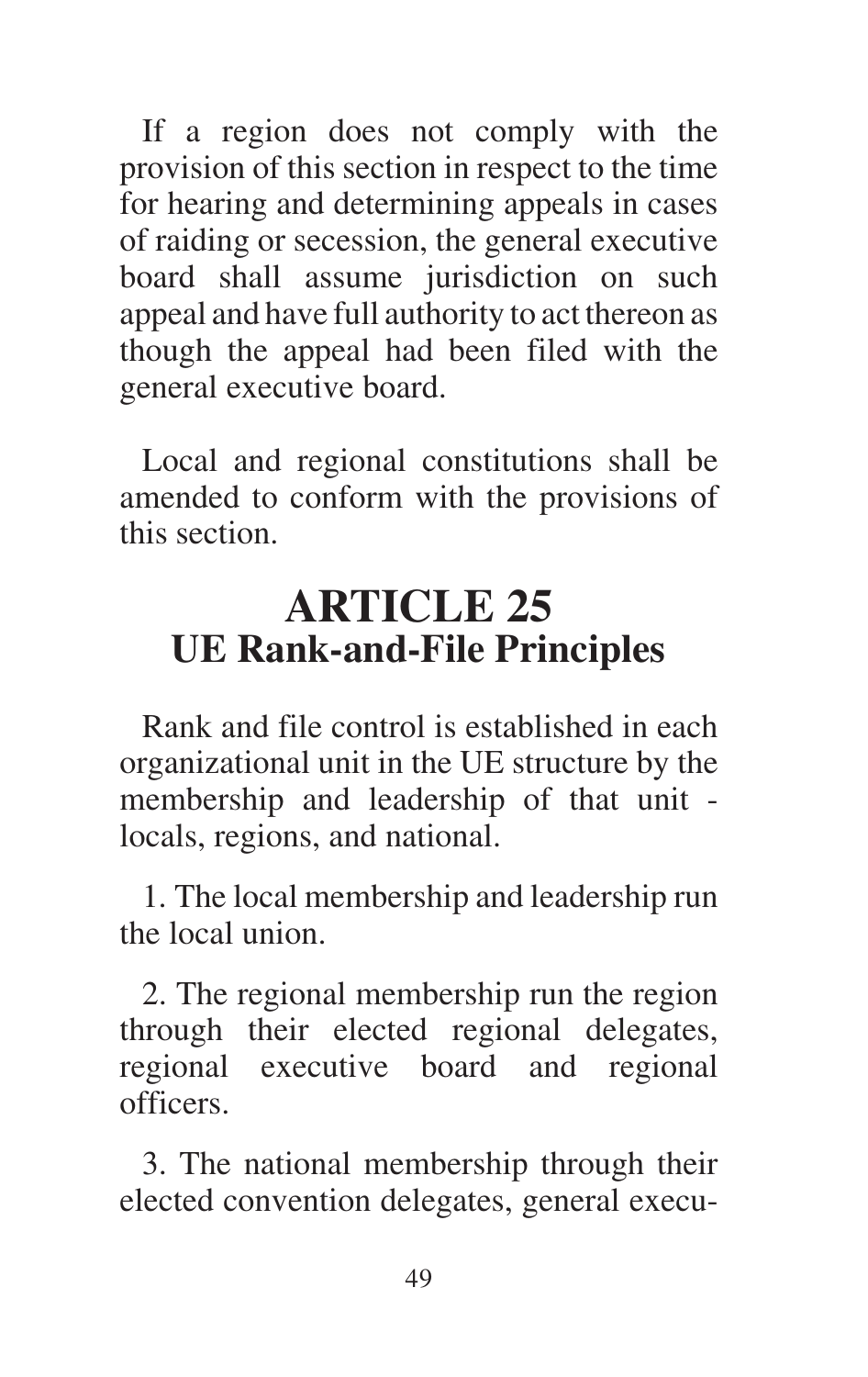If a region does not comply with the provision of this section in respect to the time for hearing and determining appeals in cases of raiding or secession, the general executive board shall assume jurisdiction on such appeal and have full authority to act thereon as though the appeal had been filed with the general executive board.

Local and regional constitutions shall be amended to conform with the provisions of this section.

# ARTICLE 25
## UE Rank-and-File Principles

Rank and file control is established in each organizational unit in the UE structure by the membership and leadership of that unit - locals, regions, and national.

1. The local membership and leadership run the local union.

2. The regional membership run the region through their elected regional delegates, regional executive board and regional officers.

3. The national membership through their elected convention delegates, general execu-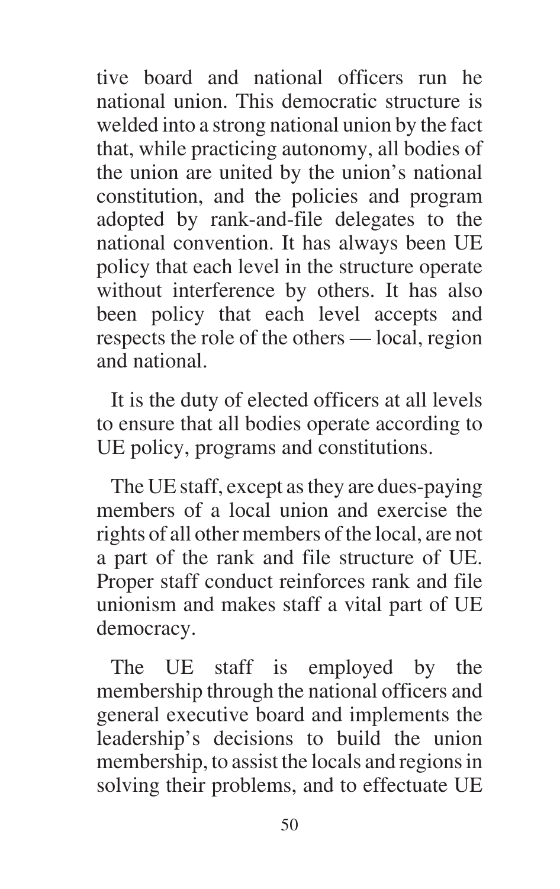tive board and national officers run he national union. This democratic structure is welded into a strong national union by the fact that, while practicing autonomy, all bodies of the union are united by the union's national constitution, and the policies and program adopted by rank-and-file delegates to the national convention. It has always been UE policy that each level in the structure operate without interference by others. It has also been policy that each level accepts and respects the role of the others — local, region and national.

It is the duty of elected officers at all levels to ensure that all bodies operate according to UE policy, programs and constitutions.

The UE staff, except as they are dues-paying members of a local union and exercise the rights of all other members of the local, are not a part of the rank and file structure of UE. Proper staff conduct reinforces rank and file unionism and makes staff a vital part of UE democracy.

The UE staff is employed by the membership through the national officers and general executive board and implements the leadership's decisions to build the union membership, to assist the locals and regions in solving their problems, and to effectuate UE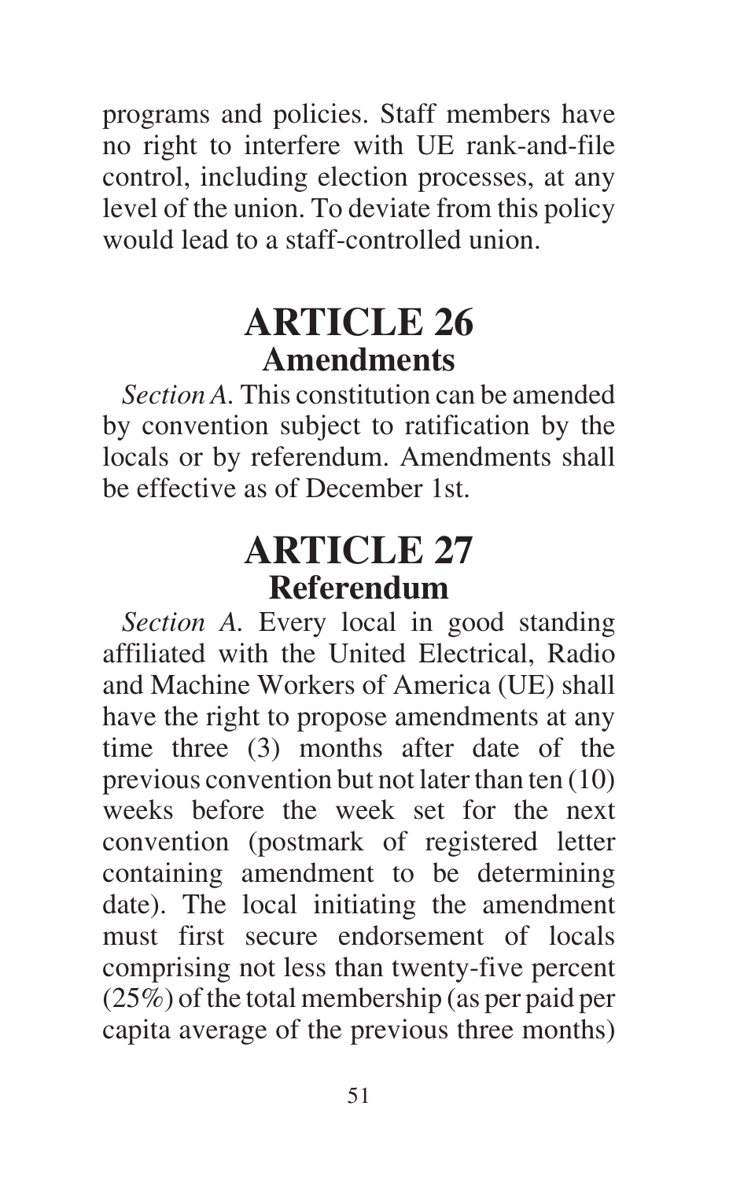programs and policies. Staff members have no right to interfere with UE rank-and-file control, including election processes, at any level of the union. To deviate from this policy would lead to a staff-controlled union.

# ARTICLE 26
## Amendments

*Section A.* This constitution can be amended by convention subject to ratification by the locals or by referendum. Amendments shall be effective as of December 1st.

# ARTICLE 27
## Referendum

*Section A.* Every local in good standing affiliated with the United Electrical, Radio and Machine Workers of America (UE) shall have the right to propose amendments at any time three (3) months after date of the previous convention but not later than ten (10) weeks before the week set for the next convention (postmark of registered letter containing amendment to be determining date). The local initiating the amendment must first secure endorsement of locals comprising not less than twenty-five percent (25%) of the total membership (as per paid per capita average of the previous three months)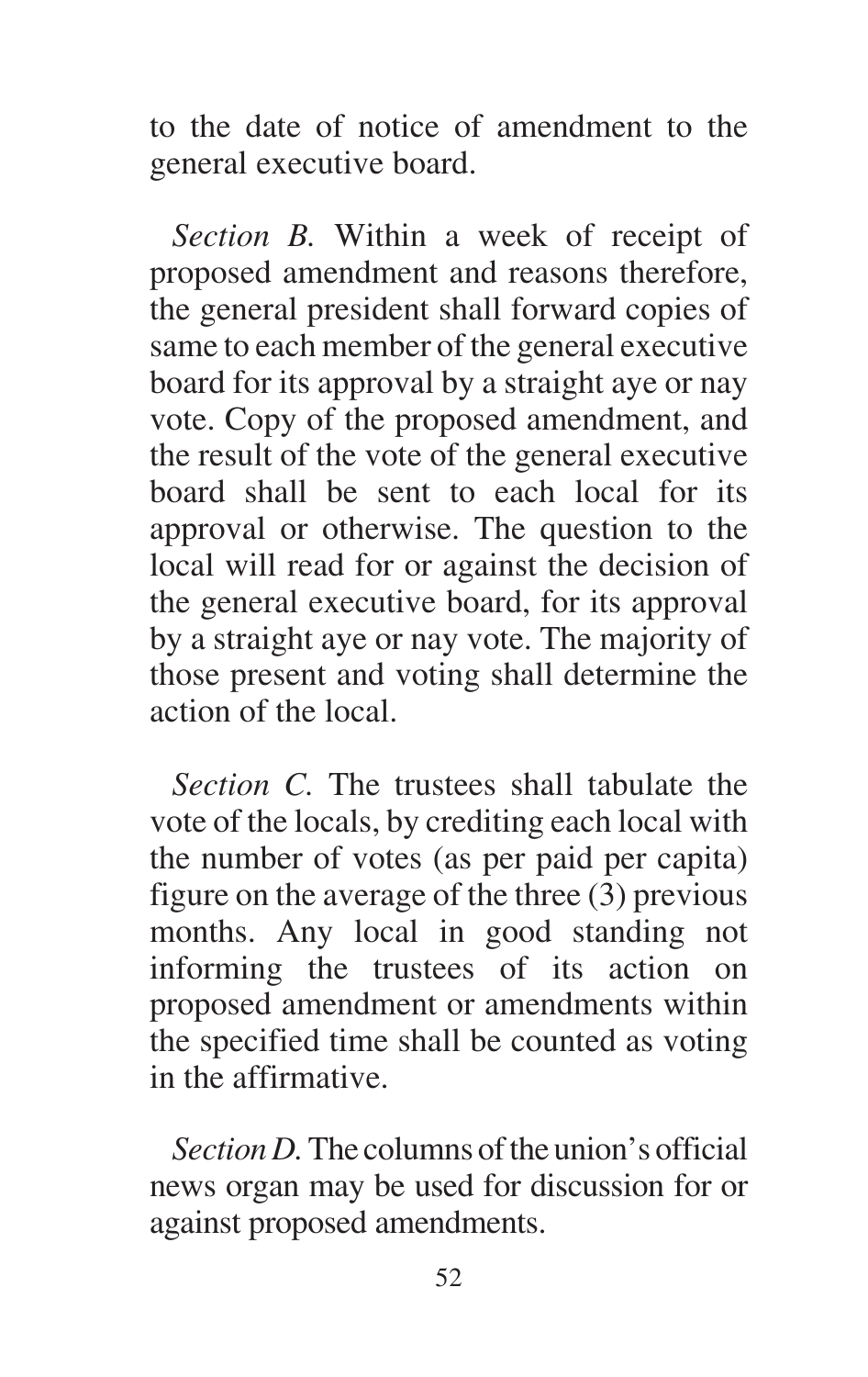to the date of notice of amendment to the general executive board.

*Section B.* Within a week of receipt of proposed amendment and reasons therefore, the general president shall forward copies of same to each member of the general executive board for its approval by a straight aye or nay vote. Copy of the proposed amendment, and the result of the vote of the general executive board shall be sent to each local for its approval or otherwise. The question to the local will read for or against the decision of the general executive board, for its approval by a straight aye or nay vote. The majority of those present and voting shall determine the action of the local.

*Section C.* The trustees shall tabulate the vote of the locals, by crediting each local with the number of votes (as per paid per capita) figure on the average of the three (3) previous months. Any local in good standing not informing the trustees of its action on proposed amendment or amendments within the specified time shall be counted as voting in the affirmative.

*Section D.* The columns of the union's official news organ may be used for discussion for or against proposed amendments.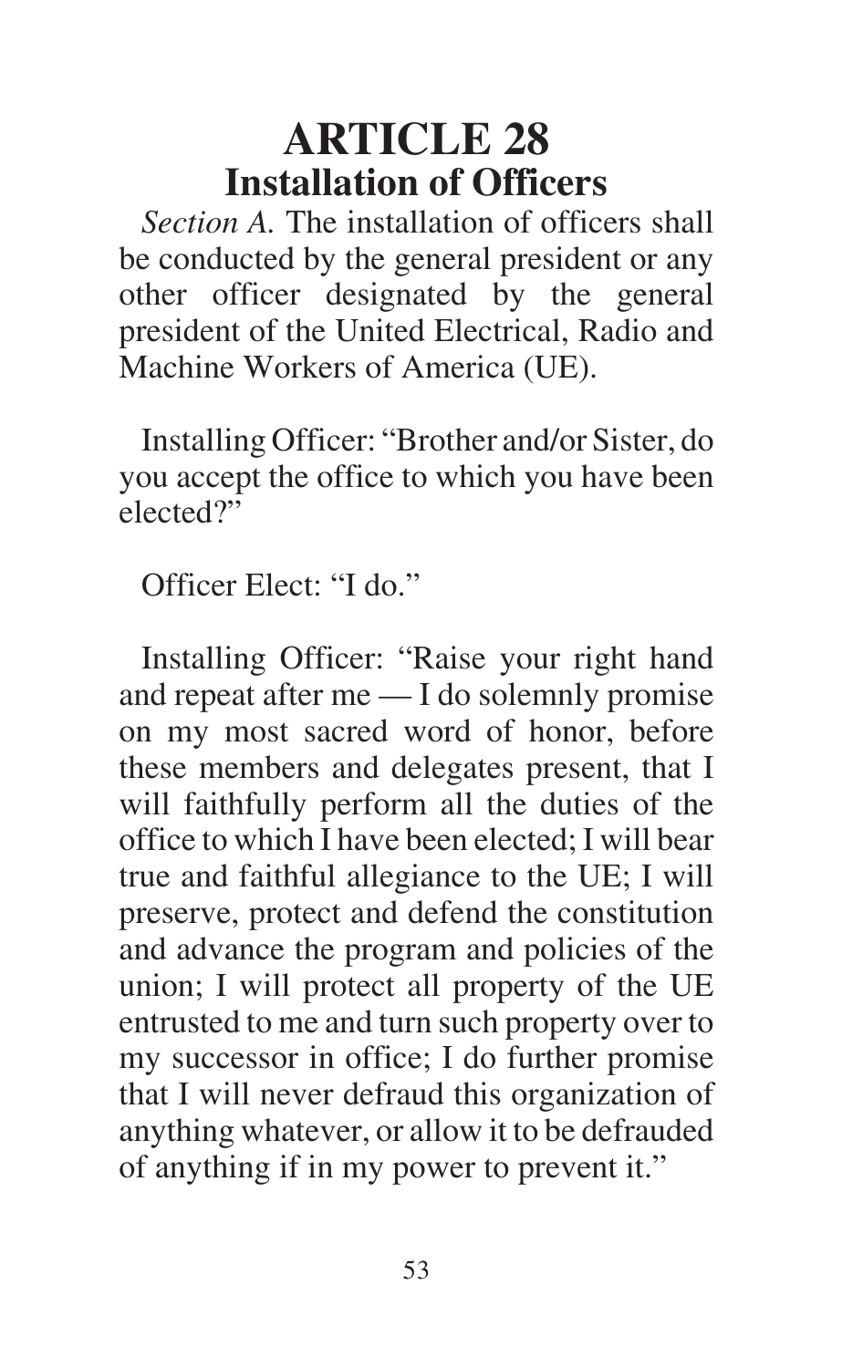# ARTICLE 28
## Installation of Officers

*Section A.* The installation of officers shall be conducted by the general president or any other officer designated by the general president of the United Electrical, Radio and Machine Workers of America (UE).

Installing Officer: "Brother and/or Sister, do you accept the office to which you have been elected?"

Officer Elect: "I do."

Installing Officer: "Raise your right hand and repeat after me — I do solemnly promise on my most sacred word of honor, before these members and delegates present, that I will faithfully perform all the duties of the office to which I have been elected; I will bear true and faithful allegiance to the UE; I will preserve, protect and defend the constitution and advance the program and policies of the union; I will protect all property of the UE entrusted to me and turn such property over to my successor in office; I do further promise that I will never defraud this organization of anything whatever, or allow it to be defrauded of anything if in my power to prevent it."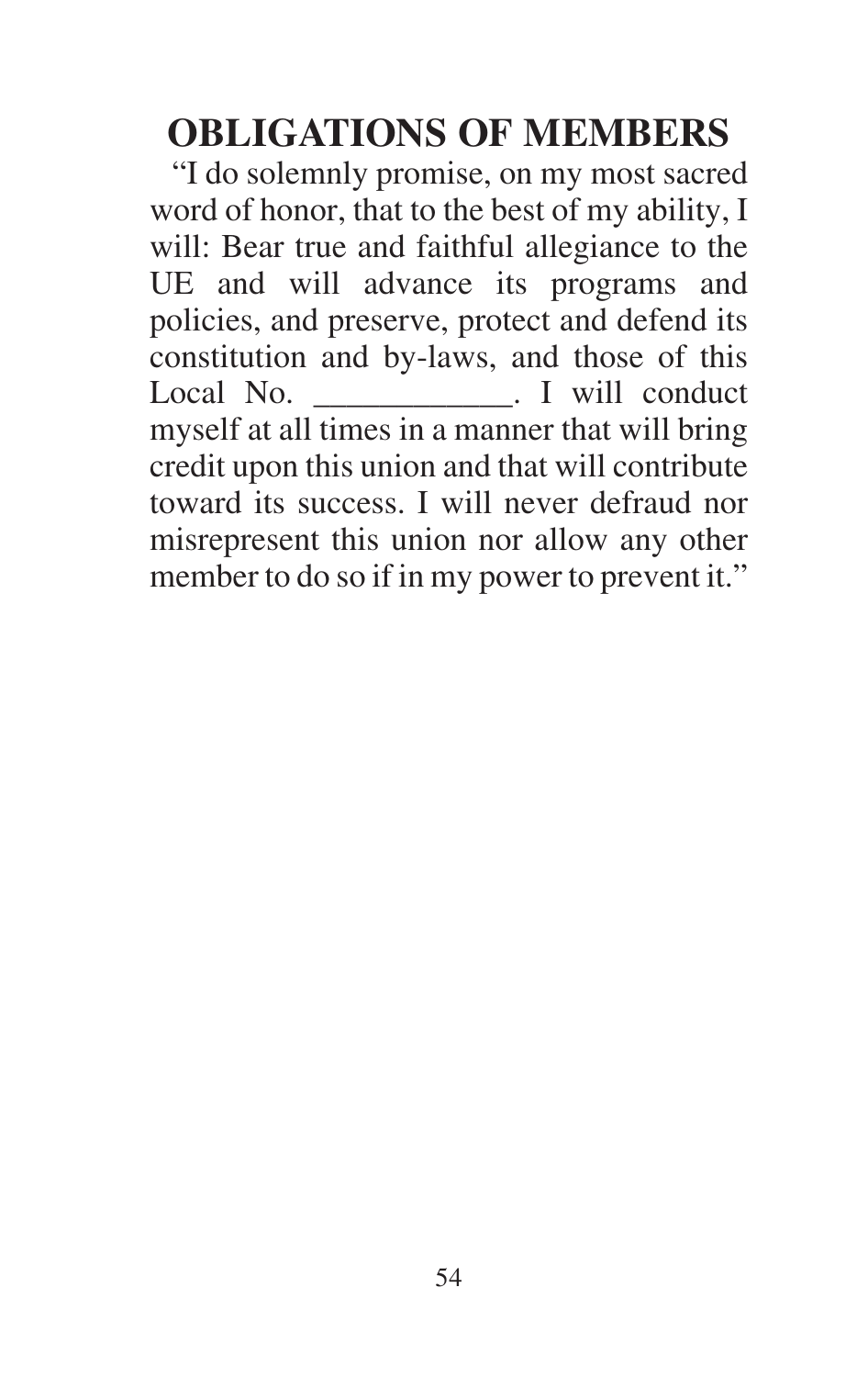# OBLIGATIONS OF MEMBERS

"I do solemnly promise, on my most sacred word of honor, that to the best of my ability, I will: Bear true and faithful allegiance to the UE and will advance its programs and policies, and preserve, protect and defend its constitution and by-laws, and those of this Local No. ____________. I will conduct myself at all times in a manner that will bring credit upon this union and that will contribute toward its success. I will never defraud nor misrepresent this union nor allow any other member to do so if in my power to prevent it."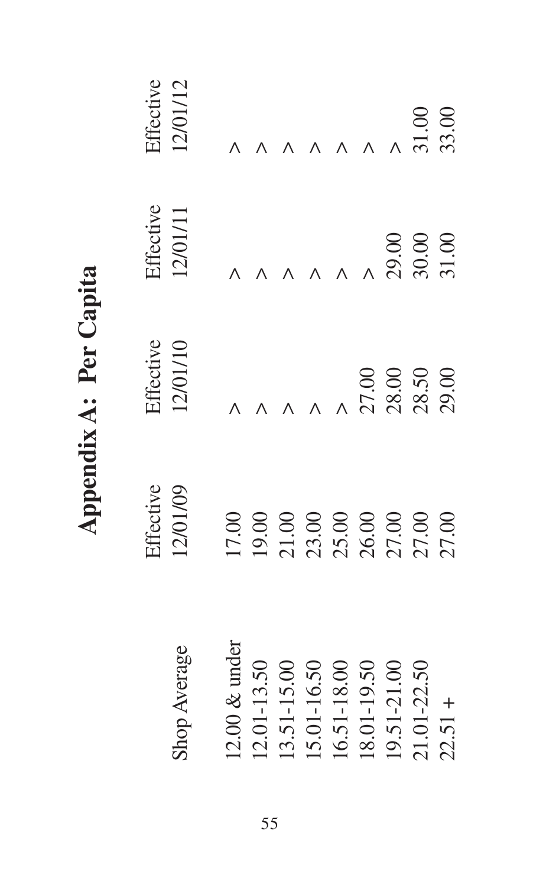# Appendix A: Per Capita

| Shop Average | Effective 12/01/09 | Effective 12/01/10 | Effective 12/01/11 | Effective 12/01/12 |
|---|---|---|---|---|
| 12.00 & under | 17.00 | > | > | > |
| 12.01-13.50 | 19.00 | > | > | > |
| 13.51-15.00 | 21.00 | > | > | > |
| 15.01-16.50 | 23.00 | > | > | > |
| 16.51-18.00 | 25.00 | > | > | > |
| 18.01-19.50 | 26.00 | 27.00 | > | > |
| 19.51-21.00 | 27.00 | 28.00 | 29.00 | > |
| 21.01-22.50 | 27.00 | 28.50 | 30.00 | 31.00 |
| 22.51 + | 27.00 | 29.00 | 31.00 | 33.00 |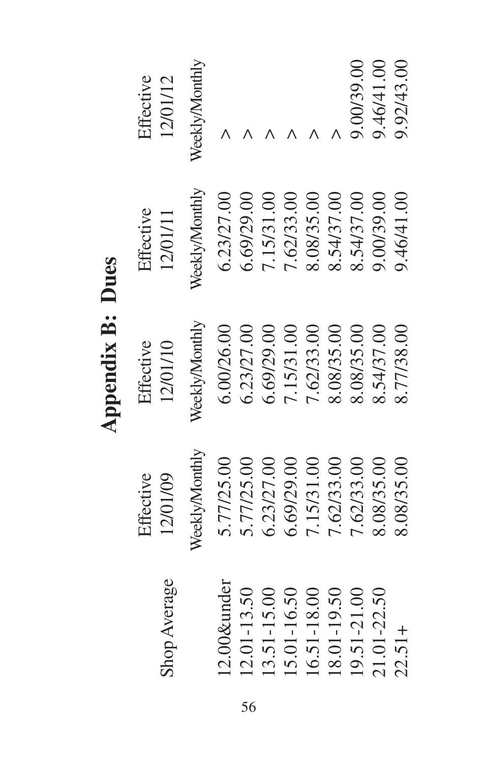# Appendix B: Dues

| Shop Average | Effective 12/01/09 | Effective 12/01/10 | Effective 12/01/11 | Effective 12/01/12 |
|---|---|---|---|---|
| | Weekly/Monthly | Weekly/Monthly | Weekly/Monthly | Weekly/Monthly |
| 12.00&under | 5.77/25.00 | 6.00/26.00 | 6.23/27.00 | > |
| 12.01-13.50 | 5.77/25.00 | 6.23/27.00 | 6.69/29.00 | > |
| 13.51-15.00 | 6.23/27.00 | 6.69/29.00 | 7.15/31.00 | > |
| 15.01-16.50 | 6.69/29.00 | 7.15/31.00 | 7.62/33.00 | > |
| 16.51-18.00 | 7.15/31.00 | 7.62/33.00 | 8.08/35.00 | > |
| 18.01-19.50 | 7.62/33.00 | 8.08/35.00 | 8.54/37.00 | > |
| 19.51-21.00 | 7.62/33.00 | 8.08/35.00 | 8.54/37.00 | 9.00/39.00 |
| 21.01-22.50 | 8.08/35.00 | 8.54/37.00 | 9.00/39.00 | 9.46/41.00 |
| 22.51+ | 8.08/35.00 | 8.77/38.00 | 9.46/41.00 | 9.92/43.00 |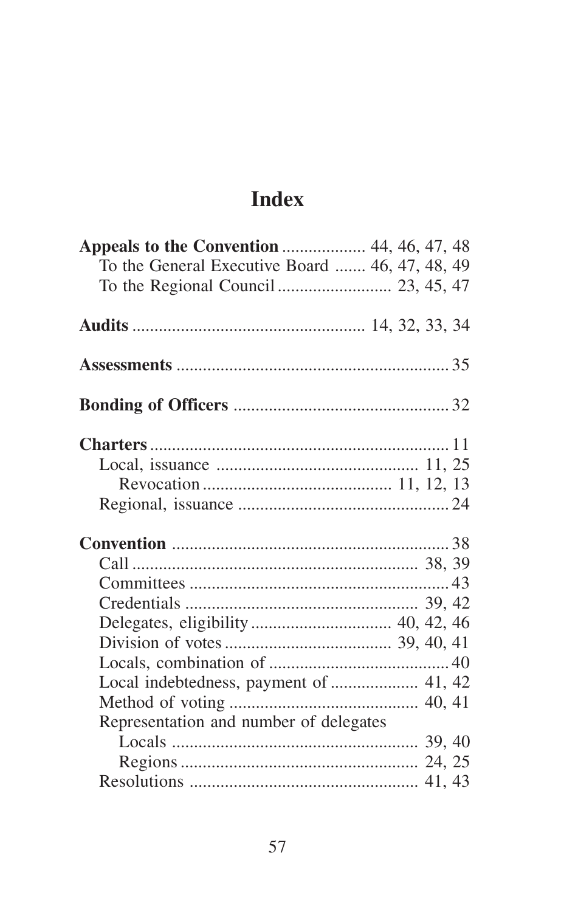# Index

**Appeals to the Convention** .................. 44, 46, 47, 48
To the General Executive Board ....... 46, 47, 48, 49
To the Regional Council .......................... 23, 45, 47

**Audits** .................................................... 14, 32, 33, 34

**Assessments** ............................................................ 35

**Bonding of Officers** ................................................ 32

**Charters** ................................................................... 11
Local, issuance ............................................ 11, 25
Revocation ........................................ 11, 12, 13
Regional, issuance ................................................ 24

**Convention** ............................................................... 38
Call ................................................................. 38, 39
Committees ........................................................... 43
Credentials ...................................................... 39, 42
Delegates, eligibility ................................ 40, 42, 46
Division of votes ...................................... 39, 40, 41
Locals, combination of ........................................ 40
Local indebtedness, payment of .................... 41, 42
Method of voting ............................................ 40, 41
Representation and number of delegates
Locals ........................................................ 39, 40
Regions ...................................................... 24, 25
Resolutions .................................................... 41, 43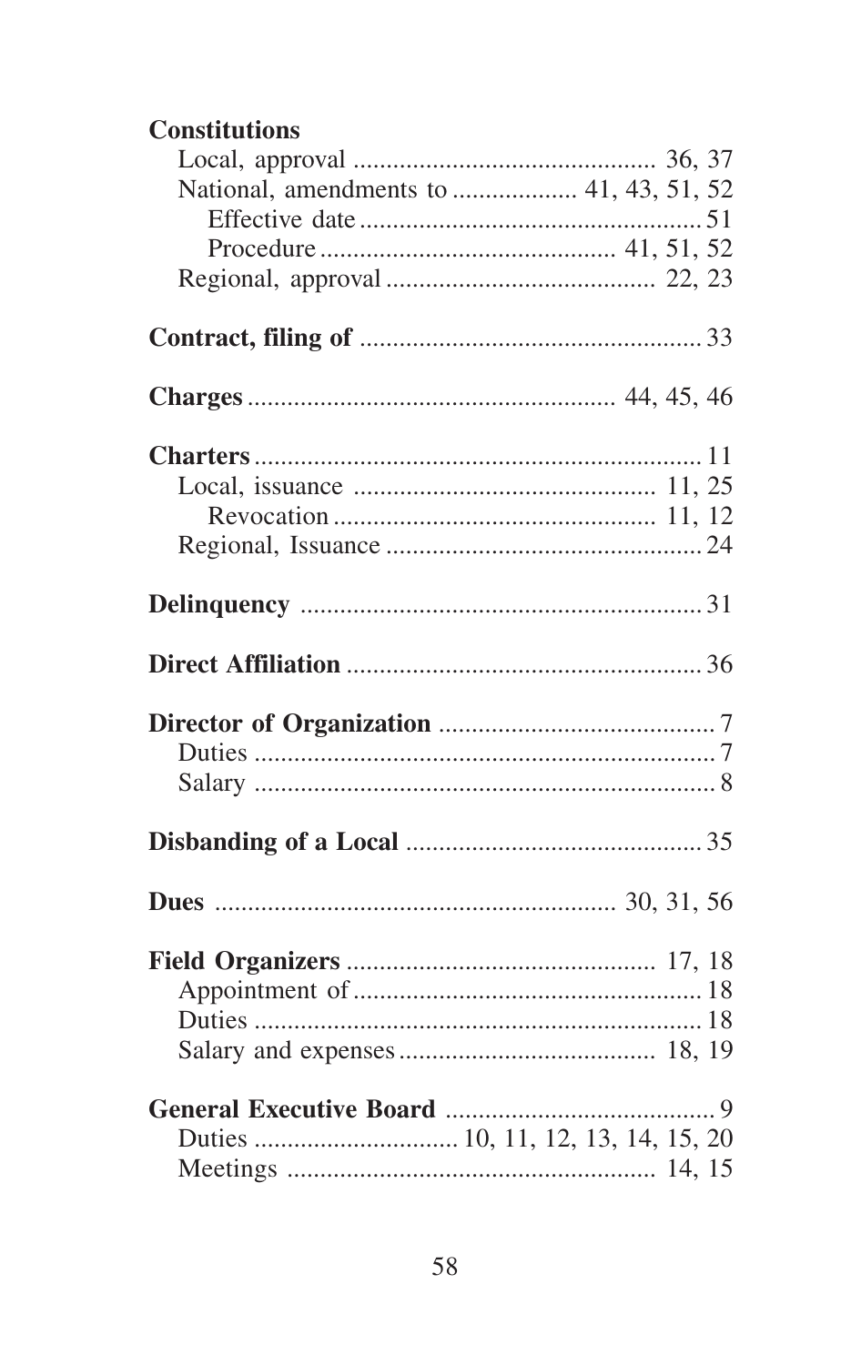**Constitutions**
- Local, approval ............................................ 36, 37
- National, amendments to .................. 41, 43, 51, 52
  - Effective date .................................................. 51
  - Procedure ........................................... 41, 51, 52
- Regional, approval ....................................... 22, 23

**Contract, filing of** .................................................. 33

**Charges** ..................................................... 44, 45, 46

**Charters** ................................................................. 11
- Local, issuance ............................................ 11, 25
  - Revocation ............................................... 11, 12
- Regional, Issuance ............................................... 24

**Delinquency** ........................................................... 31

**Direct Affiliation** .................................................... 36

**Director of Organization** .......................................... 7
- Duties ....................................................................... 7
- Salary ....................................................................... 8

**Disbanding of a Local** ............................................ 35

**Dues** .......................................................... 30, 31, 56

**Field Organizers** ............................................. 17, 18
- Appointment of ..................................................... 18
- Duties ..................................................................... 18
- Salary and expenses ...................................... 18, 19

**General Executive Board** ........................................ 9
- Duties ............................... 10, 11, 12, 13, 14, 15, 20
- Meetings ...................................................... 14, 15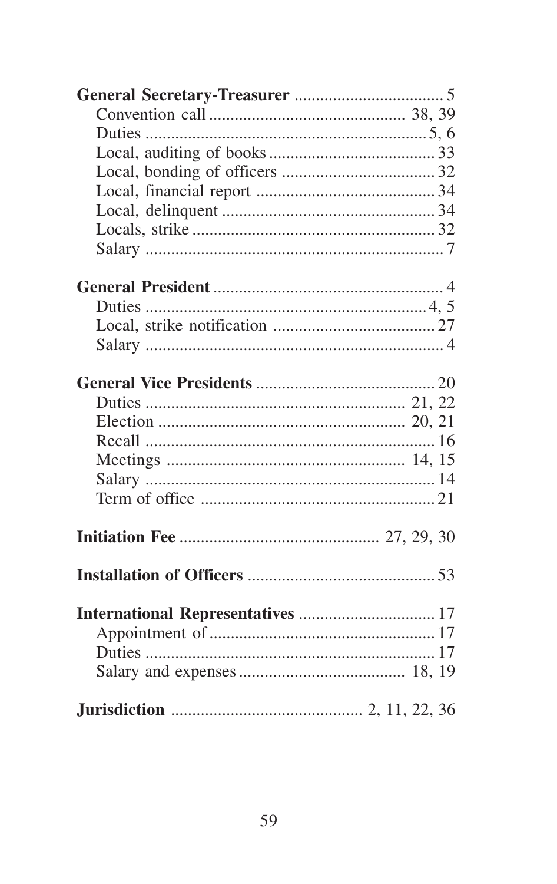**General Secretary-Treasurer** .................................. 5
- Convention call ............................................. 38, 39
- Duties ..................................................................5, 6
- Local, auditing of books ....................................... 33
- Local, bonding of officers .................................... 32
- Local, financial report .......................................... 34
- Local, delinquent .................................................. 34
- Locals, strike .......................................................... 32
- Salary ..................................................................... 7

**General President** ...................................................... 4
- Duties ..................................................................4, 5
- Local, strike notification ...................................... 27
- Salary ..................................................................... 4

**General Vice Presidents** .......................................... 20
- Duties .............................................................. 21, 22
- Election .......................................................... 20, 21
- Recall ................................................................... 16
- Meetings ......................................................... 14, 15
- Salary ................................................................... 14
- Term of office ....................................................... 21

**Initiation Fee** ............................................. 27, 29, 30

**Installation of Officers** ............................................ 53

**International Representatives** ................................ 17
- Appointment of ..................................................... 17
- Duties ................................................................... 17
- Salary and expenses ....................................... 18, 19

**Jurisdiction** ............................................ 2, 11, 22, 36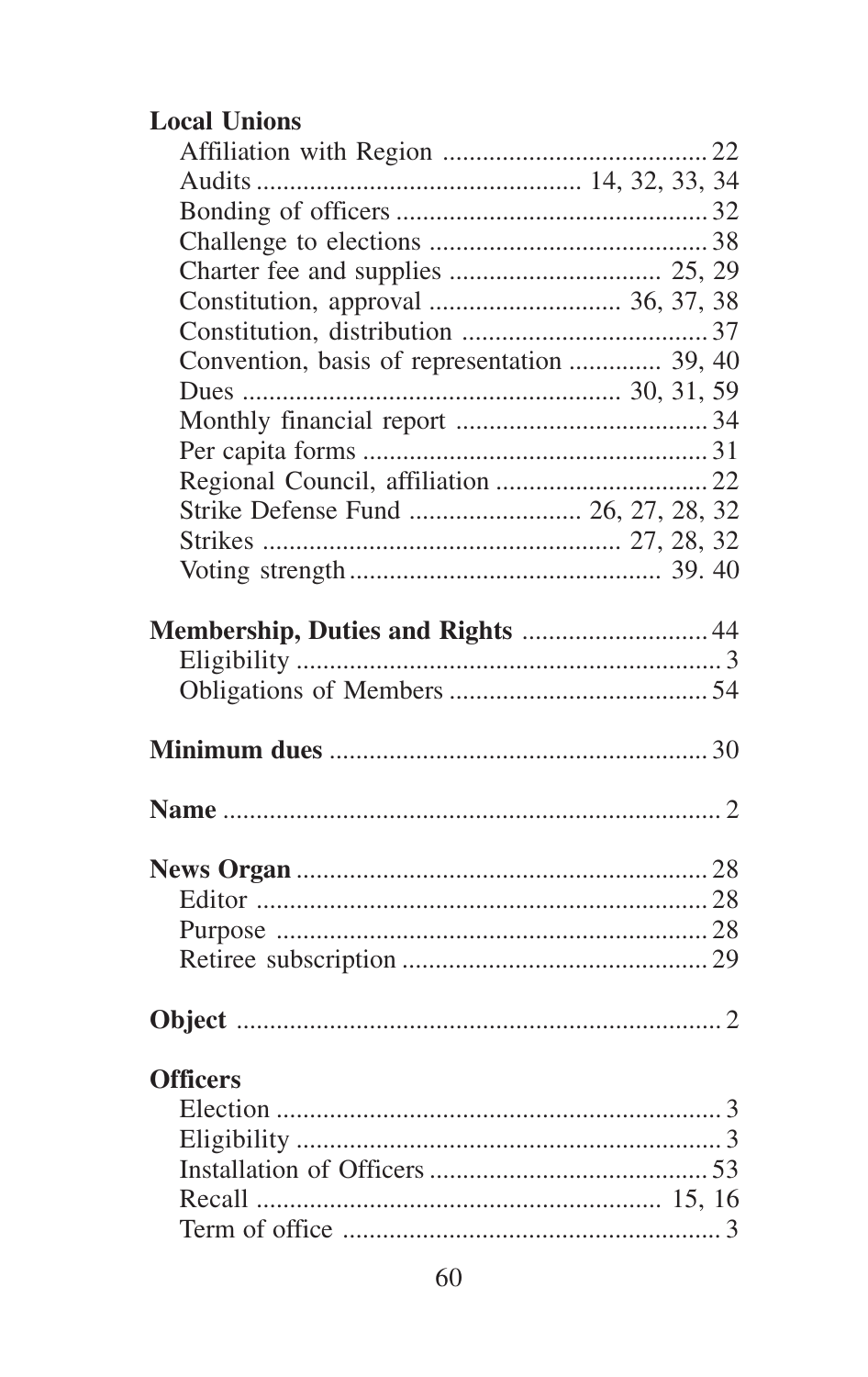**Local Unions**

Affiliation with Region ........................................ 22
Audits ................................................ 14, 32, 33, 34
Bonding of officers ............................................. 32
Challenge to elections ......................................... 38
Charter fee and supplies ............................... 25, 29
Constitution, approval ............................ 36, 37, 38
Constitution, distribution ..................................... 37
Convention, basis of representation ............. 39, 40
Dues ....................................................... 30, 31, 59
Monthly financial report ..................................... 34
Per capita forms .................................................. 31
Regional Council, affiliation ............................... 22
Strike Defense Fund ......................... 26, 27, 28, 32
Strikes .................................................... 27, 28, 32
Voting strength .............................................. 39. 40

**Membership, Duties and Rights** ............................ 44

Eligibility ............................................................... 3
Obligations of Members ....................................... 54

**Minimum dues** ......................................................... 30

**Name** .......................................................................... 2

**News Organ** .............................................................. 28

Editor ................................................................... 28
Purpose ................................................................ 28
Retiree subscription ............................................. 29

**Object** ......................................................................... 2

**Officers**

Election .................................................................. 3
Eligibility ............................................................... 3
Installation of Officers .......................................... 53
Recall ............................................................ 15, 16
Term of office ........................................................ 3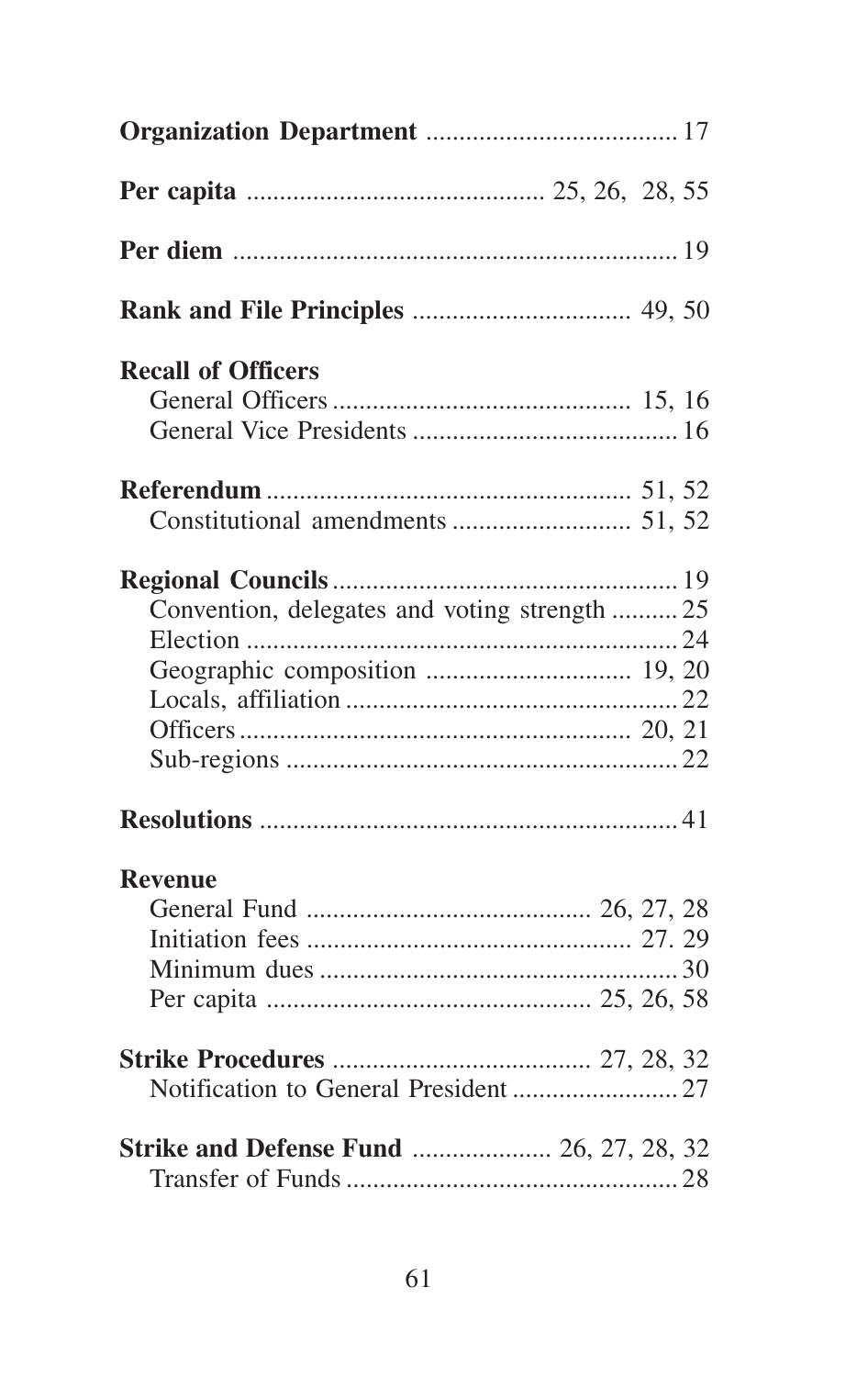**Organization Department** ..................................... 17

**Per capita** ............................................ 25, 26, 28, 55

**Per diem** .................................................................. 19

**Rank and File Principles** ................................ 49, 50

**Recall of Officers**
General Officers ............................................ 15, 16
General Vice Presidents ....................................... 16

**Referendum** ...................................................... 51, 52
Constitutional amendments .......................... 51, 52

**Regional Councils** .................................................... 19
Convention, delegates and voting strength .......... 25
Election ................................................................. 24
Geographic composition .............................. 19, 20
Locals, affiliation ................................................. 22
Officers ........................................................... 20, 21
Sub-regions .......................................................... 22

**Resolutions** ............................................................... 41

**Revenue**
General Fund .......................................... 26, 27, 28
Initiation fees ................................................ 27. 29
Minimum dues ..................................................... 30
Per capita ................................................ 25, 26, 58

**Strike Procedures** ...................................... 27, 28, 32
Notification to General President ......................... 27

**Strike and Defense Fund** .................... 26, 27, 28, 32
Transfer of Funds .................................................. 28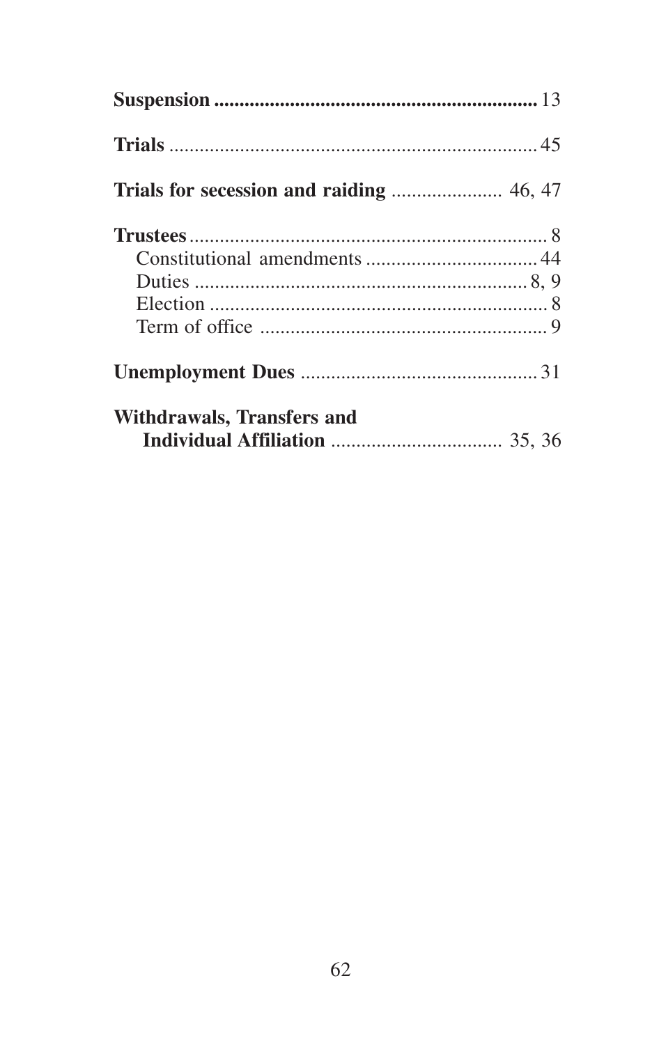**Suspension** ..................................................................... 13

**Trials** ............................................................................ 45

**Trials for secession and raiding** ...................... 46, 47

**Trustees** ........................................................................ 8
- Constitutional amendments .................................. 44
- Duties .................................................................. 8, 9
- Election .................................................................... 8
- Term of office ........................................................ 9

**Unemployment Dues** ............................................... 31

**Withdrawals, Transfers and Individual Affiliation** .................................. 35, 36